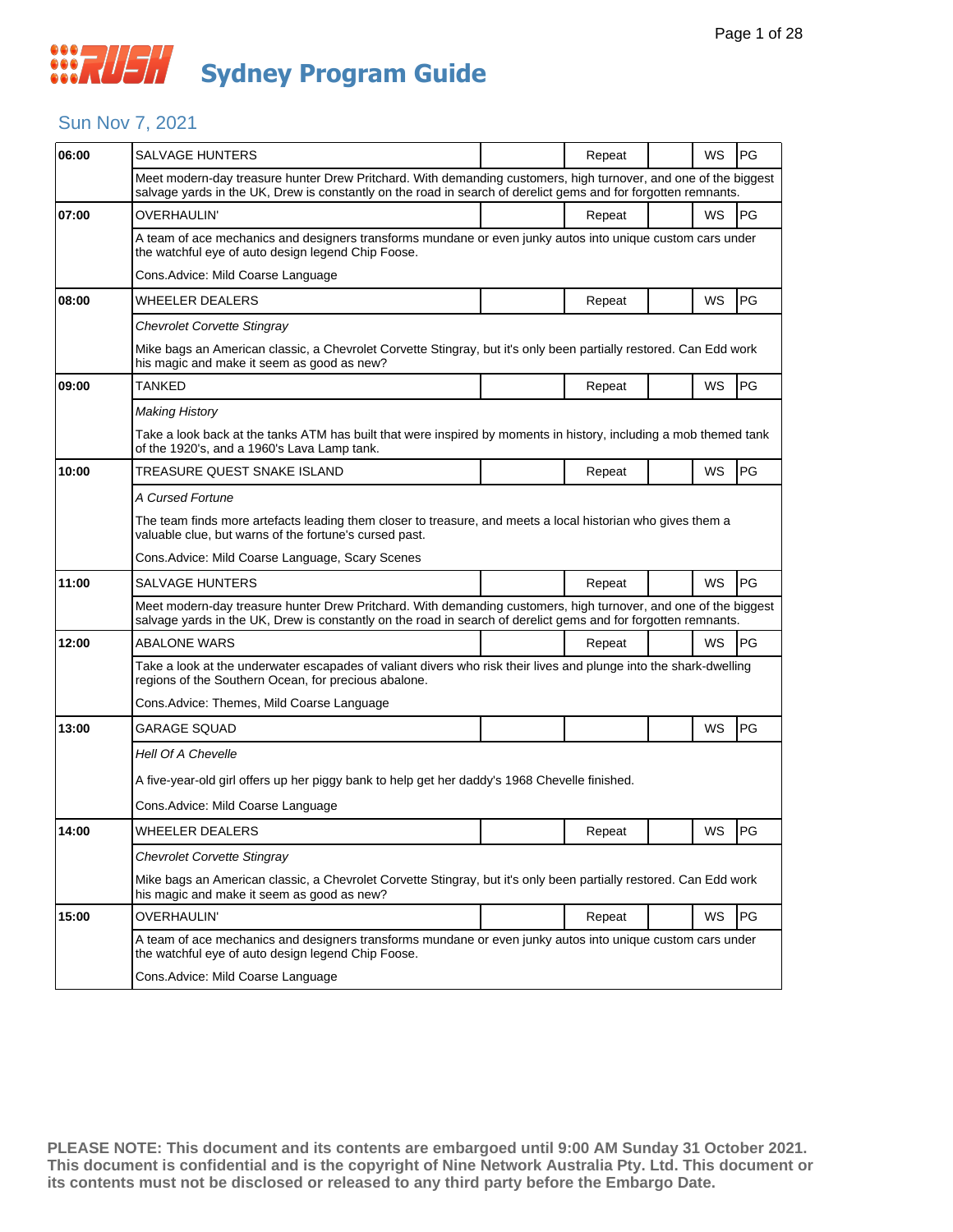# RUSH Sydney Program Guide

## Sun Nov 7, 2021

| Time | Program | | Status | | Format | Rating |
|---|---|---|---|---|---|---|
| 06:00 | SALVAGE HUNTERS | | Repeat | | WS | PG |
| | Meet modern-day treasure hunter Drew Pritchard. With demanding customers, high turnover, and one of the biggest salvage yards in the UK, Drew is constantly on the road in search of derelict gems and for forgotten remnants. | | | | | |
| 07:00 | OVERHAULIN' | | Repeat | | WS | PG |
| | A team of ace mechanics and designers transforms mundane or even junky autos into unique custom cars under the watchful eye of auto design legend Chip Foose. Cons.Advice: Mild Coarse Language | | | | | |
| 08:00 | WHEELER DEALERS | | Repeat | | WS | PG |
| | *Chevrolet Corvette Stingray* Mike bags an American classic, a Chevrolet Corvette Stingray, but it's only been partially restored. Can Edd work his magic and make it seem as good as new? | | | | | |
| 09:00 | TANKED | | Repeat | | WS | PG |
| | *Making History* Take a look back at the tanks ATM has built that were inspired by moments in history, including a mob themed tank of the 1920's, and a 1960's Lava Lamp tank. | | | | | |
| 10:00 | TREASURE QUEST SNAKE ISLAND | | Repeat | | WS | PG |
| | *A Cursed Fortune* The team finds more artefacts leading them closer to treasure, and meets a local historian who gives them a valuable clue, but warns of the fortune's cursed past. Cons.Advice: Mild Coarse Language, Scary Scenes | | | | | |
| 11:00 | SALVAGE HUNTERS | | Repeat | | WS | PG |
| | Meet modern-day treasure hunter Drew Pritchard. With demanding customers, high turnover, and one of the biggest salvage yards in the UK, Drew is constantly on the road in search of derelict gems and for forgotten remnants. | | | | | |
| 12:00 | ABALONE WARS | | Repeat | | WS | PG |
| | Take a look at the underwater escapades of valiant divers who risk their lives and plunge into the shark-dwelling regions of the Southern Ocean, for precious abalone. Cons.Advice: Themes, Mild Coarse Language | | | | | |
| 13:00 | GARAGE SQUAD | | | | WS | PG |
| | *Hell Of A Chevelle* A five-year-old girl offers up her piggy bank to help get her daddy's 1968 Chevelle finished. Cons.Advice: Mild Coarse Language | | | | | |
| 14:00 | WHEELER DEALERS | | Repeat | | WS | PG |
| | *Chevrolet Corvette Stingray* Mike bags an American classic, a Chevrolet Corvette Stingray, but it's only been partially restored. Can Edd work his magic and make it seem as good as new? | | | | | |
| 15:00 | OVERHAULIN' | | Repeat | | WS | PG |
| | A team of ace mechanics and designers transforms mundane or even junky autos into unique custom cars under the watchful eye of auto design legend Chip Foose. Cons.Advice: Mild Coarse Language | | | | | |

**PLEASE NOTE: This document and its contents are embargoed until 9:00 AM Sunday 31 October 2021. This document is confidential and is the copyright of Nine Network Australia Pty. Ltd. This document or its contents must not be disclosed or released to any third party before the Embargo Date.**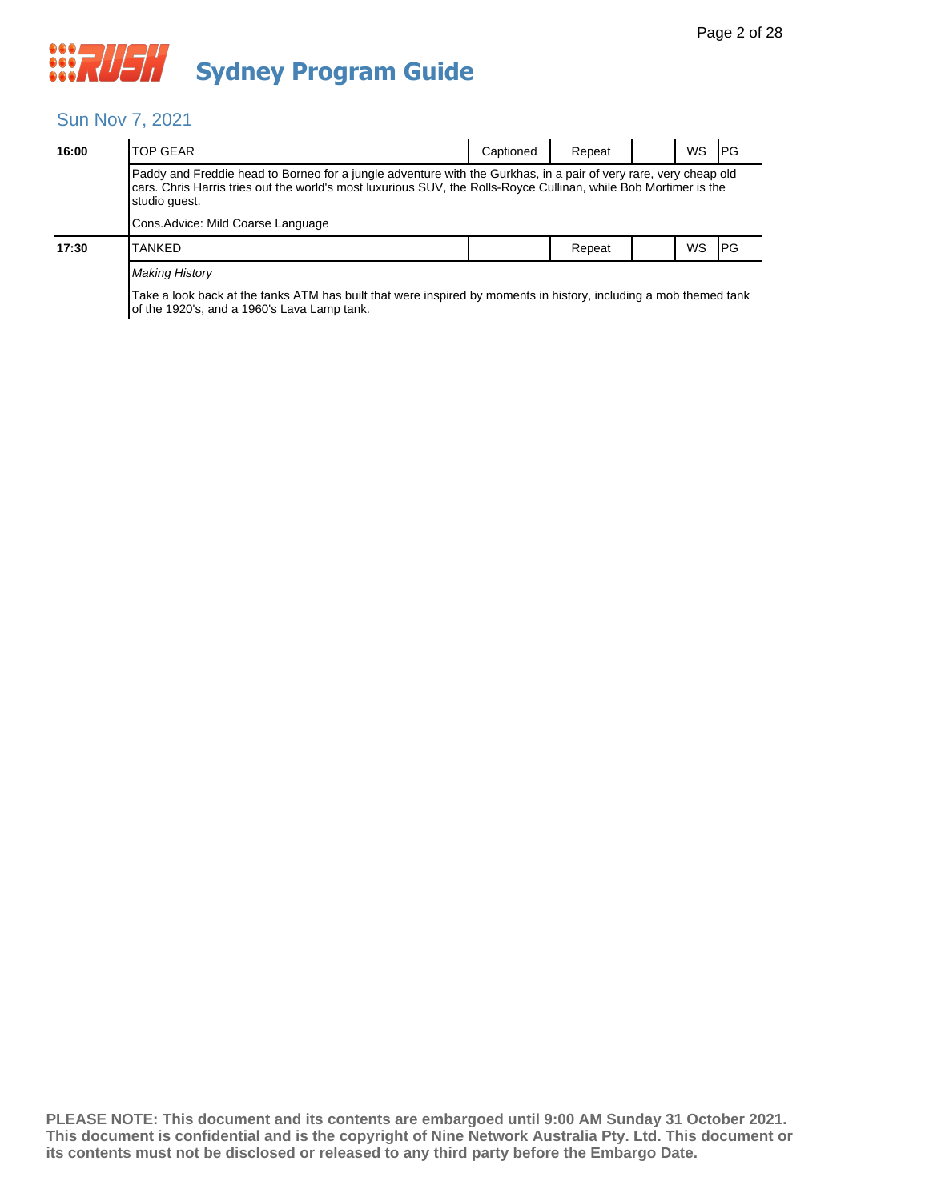# Sydney Program Guide

## Sun Nov 7, 2021

| Time | Program | Captioned | Repeat | | WS | Rating |
|---|---|---|---|---|---|---|
| 16:00 | TOP GEAR | Captioned | Repeat | | WS | PG |
| | Paddy and Freddie head to Borneo for a jungle adventure with the Gurkhas, in a pair of very rare, very cheap old cars. Chris Harris tries out the world's most luxurious SUV, the Rolls-Royce Cullinan, while Bob Mortimer is the studio guest. Cons.Advice: Mild Coarse Language | | | | | |
| 17:30 | TANKED | | Repeat | | WS | PG |
| | *Making History* Take a look back at the tanks ATM has built that were inspired by moments in history, including a mob themed tank of the 1920's, and a 1960's Lava Lamp tank. | | | | | |

**PLEASE NOTE: This document and its contents are embargoed until 9:00 AM Sunday 31 October 2021. This document is confidential and is the copyright of Nine Network Australia Pty. Ltd. This document or its contents must not be disclosed or released to any third party before the Embargo Date.**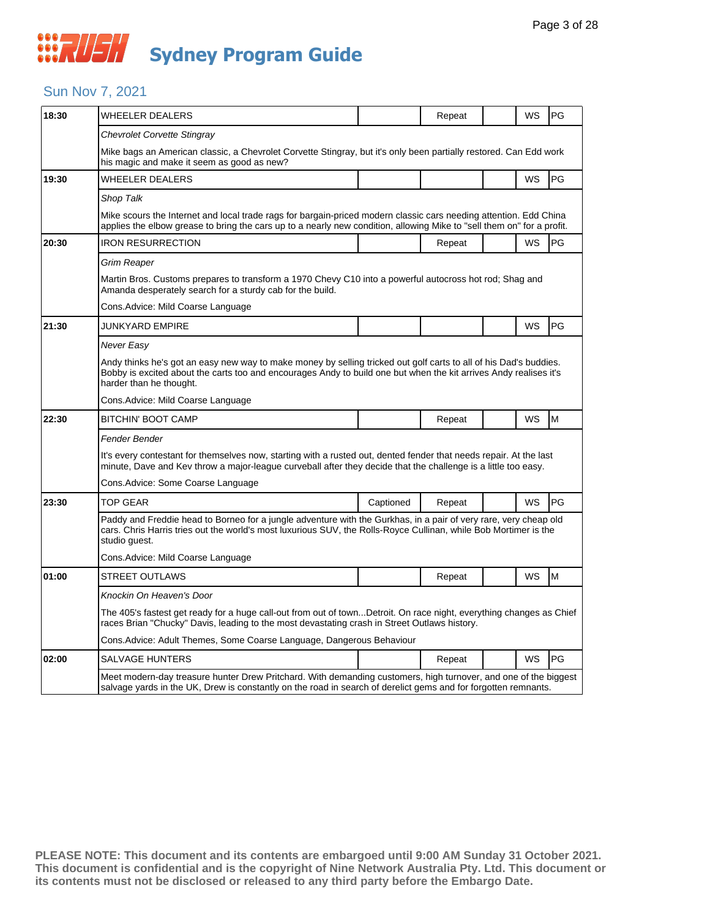# RUSH Sydney Program Guide

## Sun Nov 7, 2021

| Time | Program | Captioned | Repeat | | WS | Rating |
|---|---|---|---|---|---|---|
| 18:30 | WHEELER DEALERS | | Repeat | | WS | PG |
| | *Chevrolet Corvette Stingray* | | | | | |
| | Mike bags an American classic, a Chevrolet Corvette Stingray, but it's only been partially restored. Can Edd work his magic and make it seem as good as new? | | | | | |
| 19:30 | WHEELER DEALERS | | | | WS | PG |
| | *Shop Talk* | | | | | |
| | Mike scours the Internet and local trade rags for bargain-priced modern classic cars needing attention. Edd China applies the elbow grease to bring the cars up to a nearly new condition, allowing Mike to "sell them on" for a profit. | | | | | |
| 20:30 | IRON RESURRECTION | | Repeat | | WS | PG |
| | *Grim Reaper* | | | | | |
| | Martin Bros. Customs prepares to transform a 1970 Chevy C10 into a powerful autocross hot rod; Shag and Amanda desperately search for a sturdy cab for the build. | | | | | |
| | Cons.Advice: Mild Coarse Language | | | | | |
| 21:30 | JUNKYARD EMPIRE | | | | WS | PG |
| | *Never Easy* | | | | | |
| | Andy thinks he's got an easy new way to make money by selling tricked out golf carts to all of his Dad's buddies. Bobby is excited about the carts too and encourages Andy to build one but when the kit arrives Andy realises it's harder than he thought. | | | | | |
| | Cons.Advice: Mild Coarse Language | | | | | |
| 22:30 | BITCHIN' BOOT CAMP | | Repeat | | WS | M |
| | *Fender Bender* | | | | | |
| | It's every contestant for themselves now, starting with a rusted out, dented fender that needs repair. At the last minute, Dave and Kev throw a major-league curveball after they decide that the challenge is a little too easy. | | | | | |
| | Cons.Advice: Some Coarse Language | | | | | |
| 23:30 | TOP GEAR | Captioned | Repeat | | WS | PG |
| | Paddy and Freddie head to Borneo for a jungle adventure with the Gurkhas, in a pair of very rare, very cheap old cars. Chris Harris tries out the world's most luxurious SUV, the Rolls-Royce Cullinan, while Bob Mortimer is the studio guest. | | | | | |
| | Cons.Advice: Mild Coarse Language | | | | | |
| 01:00 | STREET OUTLAWS | | Repeat | | WS | M |
| | *Knockin On Heaven's Door* | | | | | |
| | The 405's fastest get ready for a huge call-out from out of town...Detroit. On race night, everything changes as Chief races Brian "Chucky" Davis, leading to the most devastating crash in Street Outlaws history. | | | | | |
| | Cons.Advice: Adult Themes, Some Coarse Language, Dangerous Behaviour | | | | | |
| 02:00 | SALVAGE HUNTERS | | Repeat | | WS | PG |
| | Meet modern-day treasure hunter Drew Pritchard. With demanding customers, high turnover, and one of the biggest salvage yards in the UK, Drew is constantly on the road in search of derelict gems and for forgotten remnants. | | | | | |

**PLEASE NOTE: This document and its contents are embargoed until 9:00 AM Sunday 31 October 2021. This document is confidential and is the copyright of Nine Network Australia Pty. Ltd. This document or its contents must not be disclosed or released to any third party before the Embargo Date.**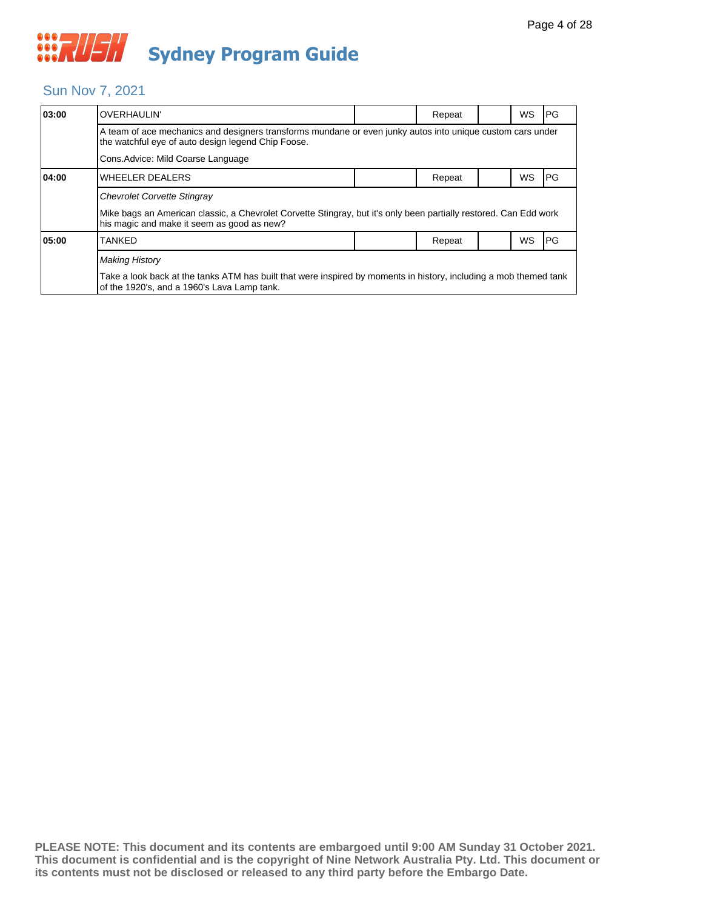# Sydney Program Guide

## Sun Nov 7, 2021

| Time | Program | | Status | | Format | Rating |
|---|---|---|---|---|---|---|
| **03:00** | OVERHAULIN' | | Repeat | | WS | PG |
| | A team of ace mechanics and designers transforms mundane or even junky autos into unique custom cars under the watchful eye of auto design legend Chip Foose.<br><br>Cons.Advice: Mild Coarse Language | | | | | |
| **04:00** | WHEELER DEALERS | | Repeat | | WS | PG |
| | *Chevrolet Corvette Stingray*<br><br>Mike bags an American classic, a Chevrolet Corvette Stingray, but it's only been partially restored. Can Edd work his magic and make it seem as good as new? | | | | | |
| **05:00** | TANKED | | Repeat | | WS | PG |
| | *Making History*<br><br>Take a look back at the tanks ATM has built that were inspired by moments in history, including a mob themed tank of the 1920's, and a 1960's Lava Lamp tank. | | | | | |

**PLEASE NOTE: This document and its contents are embargoed until 9:00 AM Sunday 31 October 2021. This document is confidential and is the copyright of Nine Network Australia Pty. Ltd. This document or its contents must not be disclosed or released to any third party before the Embargo Date.**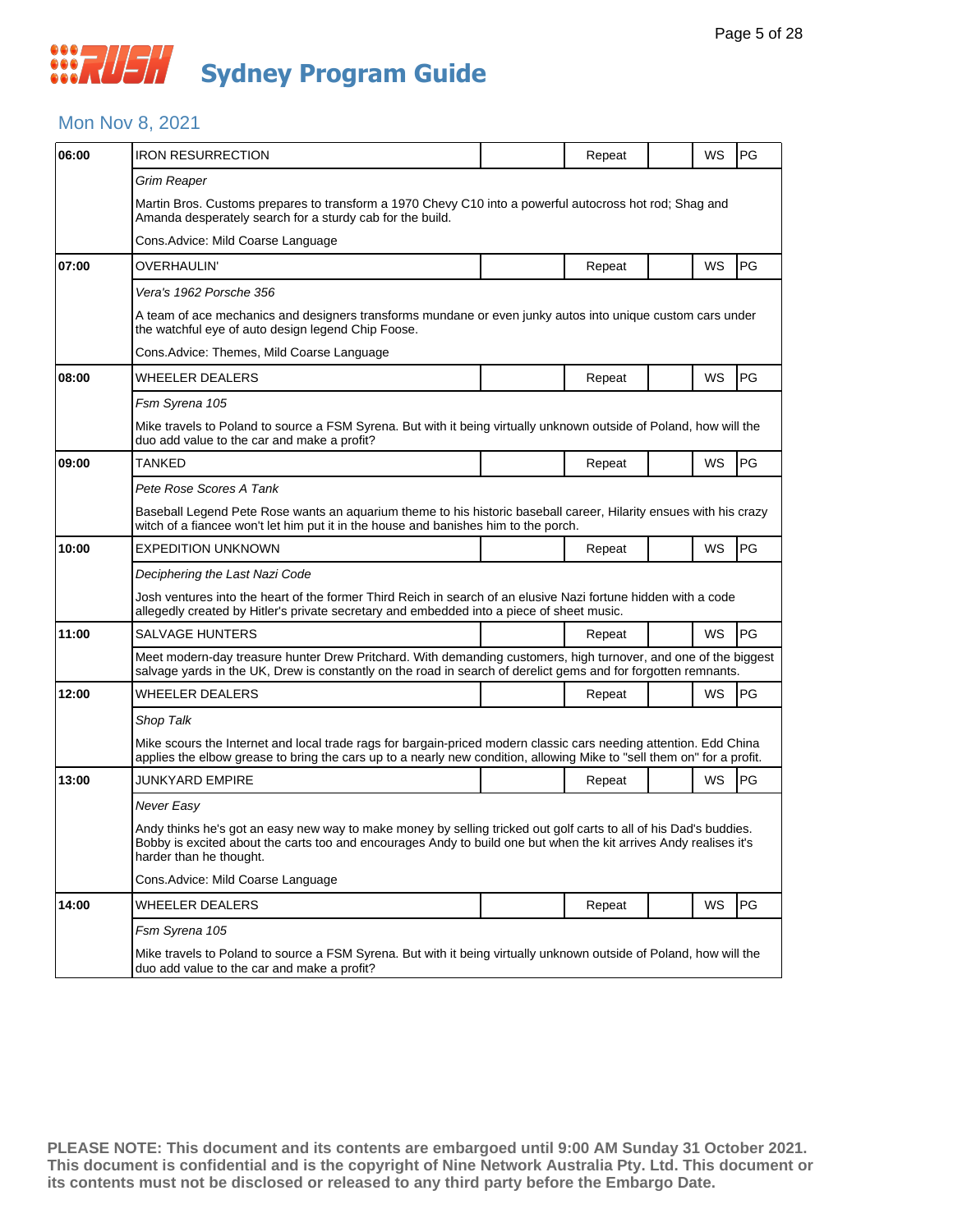# Sydney Program Guide

## Mon Nov 8, 2021

| Time | Program | | Status | | Format | Rating |
|---|---|---|---|---|---|---|
| 06:00 | IRON RESURRECTION | | Repeat | | WS | PG |
| | *Grim Reaper* | | | | | |
| | Martin Bros. Customs prepares to transform a 1970 Chevy C10 into a powerful autocross hot rod; Shag and Amanda desperately search for a sturdy cab for the build. | | | | | |
| | Cons.Advice: Mild Coarse Language | | | | | |
| 07:00 | OVERHAULIN' | | Repeat | | WS | PG |
| | *Vera's 1962 Porsche 356* | | | | | |
| | A team of ace mechanics and designers transforms mundane or even junky autos into unique custom cars under the watchful eye of auto design legend Chip Foose. | | | | | |
| | Cons.Advice: Themes, Mild Coarse Language | | | | | |
| 08:00 | WHEELER DEALERS | | Repeat | | WS | PG |
| | *Fsm Syrena 105* | | | | | |
| | Mike travels to Poland to source a FSM Syrena. But with it being virtually unknown outside of Poland, how will the duo add value to the car and make a profit? | | | | | |
| 09:00 | TANKED | | Repeat | | WS | PG |
| | *Pete Rose Scores A Tank* | | | | | |
| | Baseball Legend Pete Rose wants an aquarium theme to his historic baseball career, Hilarity ensues with his crazy witch of a fiancee won't let him put it in the house and banishes him to the porch. | | | | | |
| 10:00 | EXPEDITION UNKNOWN | | Repeat | | WS | PG |
| | *Deciphering the Last Nazi Code* | | | | | |
| | Josh ventures into the heart of the former Third Reich in search of an elusive Nazi fortune hidden with a code allegedly created by Hitler's private secretary and embedded into a piece of sheet music. | | | | | |
| 11:00 | SALVAGE HUNTERS | | Repeat | | WS | PG |
| | Meet modern-day treasure hunter Drew Pritchard. With demanding customers, high turnover, and one of the biggest salvage yards in the UK, Drew is constantly on the road in search of derelict gems and for forgotten remnants. | | | | | |
| 12:00 | WHEELER DEALERS | | Repeat | | WS | PG |
| | *Shop Talk* | | | | | |
| | Mike scours the Internet and local trade rags for bargain-priced modern classic cars needing attention. Edd China applies the elbow grease to bring the cars up to a nearly new condition, allowing Mike to "sell them on" for a profit. | | | | | |
| 13:00 | JUNKYARD EMPIRE | | Repeat | | WS | PG |
| | *Never Easy* | | | | | |
| | Andy thinks he's got an easy new way to make money by selling tricked out golf carts to all of his Dad's buddies. Bobby is excited about the carts too and encourages Andy to build one but when the kit arrives Andy realises it's harder than he thought. | | | | | |
| | Cons.Advice: Mild Coarse Language | | | | | |
| 14:00 | WHEELER DEALERS | | Repeat | | WS | PG |
| | *Fsm Syrena 105* | | | | | |
| | Mike travels to Poland to source a FSM Syrena. But with it being virtually unknown outside of Poland, how will the duo add value to the car and make a profit? | | | | | |

**PLEASE NOTE: This document and its contents are embargoed until 9:00 AM Sunday 31 October 2021. This document is confidential and is the copyright of Nine Network Australia Pty. Ltd. This document or its contents must not be disclosed or released to any third party before the Embargo Date.**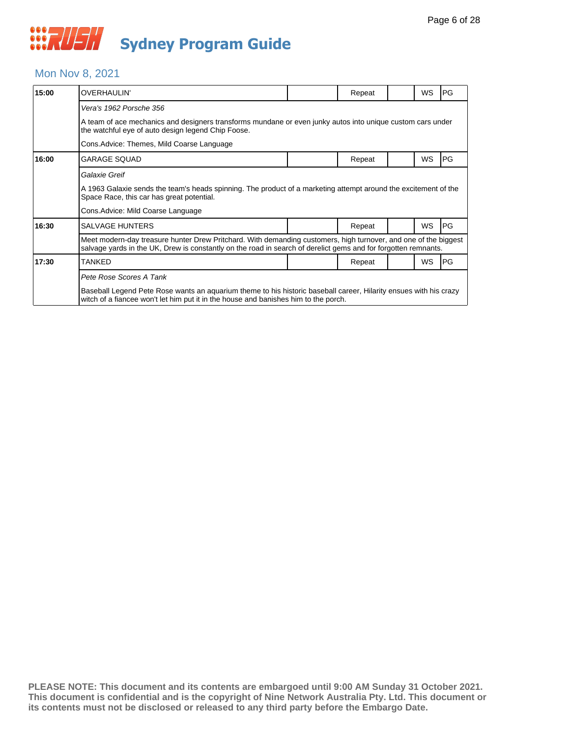# RUSH Sydney Program Guide

## Mon Nov 8, 2021

| Time | Program | | Status | | Format | Rating |
|---|---|---|---|---|---|---|
| 15:00 | OVERHAULIN' | | Repeat | | WS | PG |
| | *Vera's 1962 Porsche 356* | | | | | |
| | A team of ace mechanics and designers transforms mundane or even junky autos into unique custom cars under the watchful eye of auto design legend Chip Foose. | | | | | |
| | Cons.Advice: Themes, Mild Coarse Language | | | | | |
| 16:00 | GARAGE SQUAD | | Repeat | | WS | PG |
| | *Galaxie Greif* | | | | | |
| | A 1963 Galaxie sends the team's heads spinning. The product of a marketing attempt around the excitement of the Space Race, this car has great potential. | | | | | |
| | Cons.Advice: Mild Coarse Language | | | | | |
| 16:30 | SALVAGE HUNTERS | | Repeat | | WS | PG |
| | Meet modern-day treasure hunter Drew Pritchard. With demanding customers, high turnover, and one of the biggest salvage yards in the UK, Drew is constantly on the road in search of derelict gems and for forgotten remnants. | | | | | |
| 17:30 | TANKED | | Repeat | | WS | PG |
| | *Pete Rose Scores A Tank* | | | | | |
| | Baseball Legend Pete Rose wants an aquarium theme to his historic baseball career, Hilarity ensues with his crazy witch of a fiancee won't let him put it in the house and banishes him to the porch. | | | | | |

**PLEASE NOTE: This document and its contents are embargoed until 9:00 AM Sunday 31 October 2021. This document is confidential and is the copyright of Nine Network Australia Pty. Ltd. This document or its contents must not be disclosed or released to any third party before the Embargo Date.**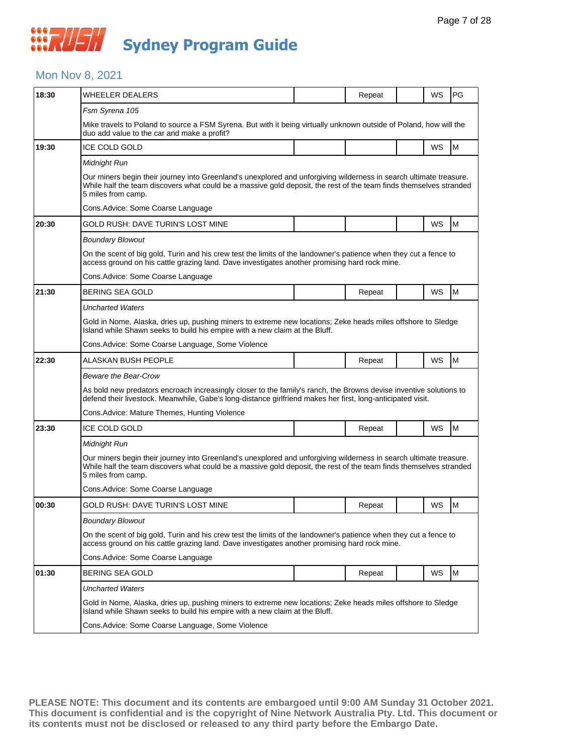# Sydney Program Guide

## Mon Nov 8, 2021

| Time | Program | | | | | |
|---|---|---|---|---|---|---|
| 18:30 | WHEELER DEALERS | | Repeat | | WS | PG |
| | *Fsm Syrena 105* | | | | | |
| | Mike travels to Poland to source a FSM Syrena. But with it being virtually unknown outside of Poland, how will the duo add value to the car and make a profit? | | | | | |
| 19:30 | ICE COLD GOLD | | | | WS | M |
| | *Midnight Run* | | | | | |
| | Our miners begin their journey into Greenland's unexplored and unforgiving wilderness in search ultimate treasure. While half the team discovers what could be a massive gold deposit, the rest of the team finds themselves stranded 5 miles from camp. | | | | | |
| | Cons.Advice: Some Coarse Language | | | | | |
| 20:30 | GOLD RUSH: DAVE TURIN'S LOST MINE | | | | WS | M |
| | *Boundary Blowout* | | | | | |
| | On the scent of big gold, Turin and his crew test the limits of the landowner's patience when they cut a fence to access ground on his cattle grazing land. Dave investigates another promising hard rock mine. | | | | | |
| | Cons.Advice: Some Coarse Language | | | | | |
| 21:30 | BERING SEA GOLD | | Repeat | | WS | M |
| | *Uncharted Waters* | | | | | |
| | Gold in Nome, Alaska, dries up, pushing miners to extreme new locations; Zeke heads miles offshore to Sledge Island while Shawn seeks to build his empire with a new claim at the Bluff. | | | | | |
| | Cons.Advice: Some Coarse Language, Some Violence | | | | | |
| 22:30 | ALASKAN BUSH PEOPLE | | Repeat | | WS | M |
| | *Beware the Bear-Crow* | | | | | |
| | As bold new predators encroach increasingly closer to the family's ranch, the Browns devise inventive solutions to defend their livestock. Meanwhile, Gabe's long-distance girlfriend makes her first, long-anticipated visit. | | | | | |
| | Cons.Advice: Mature Themes, Hunting Violence | | | | | |
| 23:30 | ICE COLD GOLD | | Repeat | | WS | M |
| | *Midnight Run* | | | | | |
| | Our miners begin their journey into Greenland's unexplored and unforgiving wilderness in search ultimate treasure. While half the team discovers what could be a massive gold deposit, the rest of the team finds themselves stranded 5 miles from camp. | | | | | |
| | Cons.Advice: Some Coarse Language | | | | | |
| 00:30 | GOLD RUSH: DAVE TURIN'S LOST MINE | | Repeat | | WS | M |
| | *Boundary Blowout* | | | | | |
| | On the scent of big gold, Turin and his crew test the limits of the landowner's patience when they cut a fence to access ground on his cattle grazing land. Dave investigates another promising hard rock mine. | | | | | |
| | Cons.Advice: Some Coarse Language | | | | | |
| 01:30 | BERING SEA GOLD | | Repeat | | WS | M |
| | *Uncharted Waters* | | | | | |
| | Gold in Nome, Alaska, dries up, pushing miners to extreme new locations; Zeke heads miles offshore to Sledge Island while Shawn seeks to build his empire with a new claim at the Bluff. | | | | | |
| | Cons.Advice: Some Coarse Language, Some Violence | | | | | |

**PLEASE NOTE: This document and its contents are embargoed until 9:00 AM Sunday 31 October 2021. This document is confidential and is the copyright of Nine Network Australia Pty. Ltd. This document or its contents must not be disclosed or released to any third party before the Embargo Date.**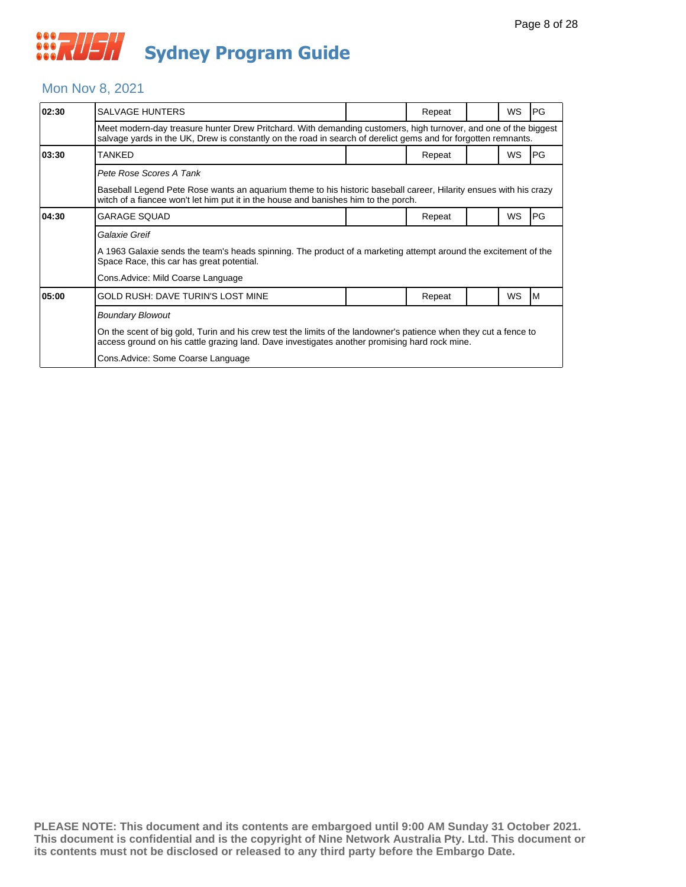# Sydney Program Guide

## Mon Nov 8, 2021

| Time | Program | | Status | | Format | Rating |
|---|---|---|---|---|---|---|
| 02:30 | SALVAGE HUNTERS | | Repeat | | WS | PG |
| | Meet modern-day treasure hunter Drew Pritchard. With demanding customers, high turnover, and one of the biggest salvage yards in the UK, Drew is constantly on the road in search of derelict gems and for forgotten remnants. | | | | | |
| 03:30 | TANKED | | Repeat | | WS | PG |
| | *Pete Rose Scores A Tank* | | | | | |
| | Baseball Legend Pete Rose wants an aquarium theme to his historic baseball career, Hilarity ensues with his crazy witch of a fiance won't let him put it in the house and banishes him to the porch. | | | | | |
| 04:30 | GARAGE SQUAD | | Repeat | | WS | PG |
| | *Galaxie Greif* | | | | | |
| | A 1963 Galaxie sends the team's heads spinning. The product of a marketing attempt around the excitement of the Space Race, this car has great potential. | | | | | |
| | Cons.Advice: Mild Coarse Language | | | | | |
| 05:00 | GOLD RUSH: DAVE TURIN'S LOST MINE | | Repeat | | WS | M |
| | *Boundary Blowout* | | | | | |
| | On the scent of big gold, Turin and his crew test the limits of the landowner's patience when they cut a fence to access ground on his cattle grazing land. Dave investigates another promising hard rock mine. | | | | | |
| | Cons.Advice: Some Coarse Language | | | | | |

**PLEASE NOTE: This document and its contents are embargoed until 9:00 AM Sunday 31 October 2021. This document is confidential and is the copyright of Nine Network Australia Pty. Ltd. This document or its contents must not be disclosed or released to any third party before the Embargo Date.**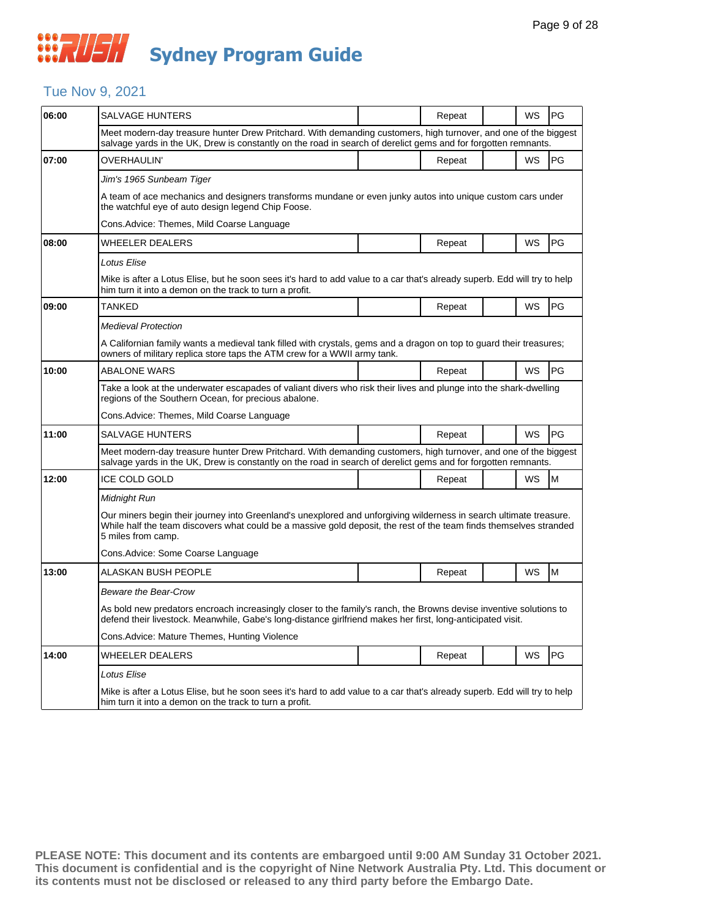# Sydney Program Guide

## Tue Nov 9, 2021

| Time | Program | | Status | | Format | Rating |
|---|---|---|---|---|---|---|
| 06:00 | SALVAGE HUNTERS | | Repeat | | WS | PG |
| | Meet modern-day treasure hunter Drew Pritchard. With demanding customers, high turnover, and one of the biggest salvage yards in the UK, Drew is constantly on the road in search of derelict gems and for forgotten remnants. | | | | | |
| 07:00 | OVERHAULIN' | | Repeat | | WS | PG |
| | *Jim's 1965 Sunbeam Tiger* | | | | | |
| | A team of ace mechanics and designers transforms mundane or even junky autos into unique custom cars under the watchful eye of auto design legend Chip Foose. | | | | | |
| | Cons.Advice: Themes, Mild Coarse Language | | | | | |
| 08:00 | WHEELER DEALERS | | Repeat | | WS | PG |
| | *Lotus Elise* | | | | | |
| | Mike is after a Lotus Elise, but he soon sees it's hard to add value to a car that's already superb. Edd will try to help him turn it into a demon on the track to turn a profit. | | | | | |
| 09:00 | TANKED | | Repeat | | WS | PG |
| | *Medieval Protection* | | | | | |
| | A Californian family wants a medieval tank filled with crystals, gems and a dragon on top to guard their treasures; owners of military replica store taps the ATM crew for a WWII army tank. | | | | | |
| 10:00 | ABALONE WARS | | Repeat | | WS | PG |
| | Take a look at the underwater escapades of valiant divers who risk their lives and plunge into the shark-dwelling regions of the Southern Ocean, for precious abalone. | | | | | |
| | Cons.Advice: Themes, Mild Coarse Language | | | | | |
| 11:00 | SALVAGE HUNTERS | | Repeat | | WS | PG |
| | Meet modern-day treasure hunter Drew Pritchard. With demanding customers, high turnover, and one of the biggest salvage yards in the UK, Drew is constantly on the road in search of derelict gems and for forgotten remnants. | | | | | |
| 12:00 | ICE COLD GOLD | | Repeat | | WS | M |
| | *Midnight Run* | | | | | |
| | Our miners begin their journey into Greenland's unexplored and unforgiving wilderness in search ultimate treasure. While half the team discovers what could be a massive gold deposit, the rest of the team finds themselves stranded 5 miles from camp. | | | | | |
| | Cons.Advice: Some Coarse Language | | | | | |
| 13:00 | ALASKAN BUSH PEOPLE | | Repeat | | WS | M |
| | *Beware the Bear-Crow* | | | | | |
| | As bold new predators encroach increasingly closer to the family's ranch, the Browns devise inventive solutions to defend their livestock. Meanwhile, Gabe's long-distance girlfriend makes her first, long-anticipated visit. | | | | | |
| | Cons.Advice: Mature Themes, Hunting Violence | | | | | |
| 14:00 | WHEELER DEALERS | | Repeat | | WS | PG |
| | *Lotus Elise* | | | | | |
| | Mike is after a Lotus Elise, but he soon sees it's hard to add value to a car that's already superb. Edd will try to help him turn it into a demon on the track to turn a profit. | | | | | |

**PLEASE NOTE: This document and its contents are embargoed until 9:00 AM Sunday 31 October 2021. This document is confidential and is the copyright of Nine Network Australia Pty. Ltd. This document or its contents must not be disclosed or released to any third party before the Embargo Date.**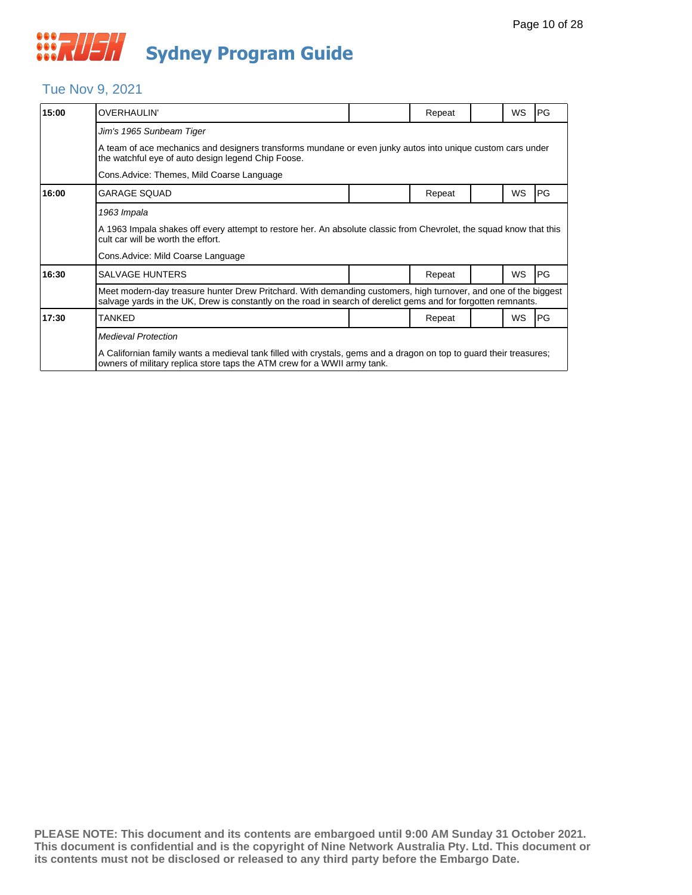# Sydney Program Guide

## Tue Nov 9, 2021

| 15:00 | OVERHAULIN' | | Repeat | | WS | PG |
|---|---|---|---|---|---|---|
| | *Jim's 1965 Sunbeam Tiger* | | | | | |
| | A team of ace mechanics and designers transforms mundane or even junky autos into unique custom cars under the watchful eye of auto design legend Chip Foose. | | | | | |
| | Cons.Advice: Themes, Mild Coarse Language | | | | | |
| 16:00 | GARAGE SQUAD | | Repeat | | WS | PG |
| | *1963 Impala* | | | | | |
| | A 1963 Impala shakes off every attempt to restore her. An absolute classic from Chevrolet, the squad know that this cult car will be worth the effort. | | | | | |
| | Cons.Advice: Mild Coarse Language | | | | | |
| 16:30 | SALVAGE HUNTERS | | Repeat | | WS | PG |
| | Meet modern-day treasure hunter Drew Pritchard. With demanding customers, high turnover, and one of the biggest salvage yards in the UK, Drew is constantly on the road in search of derelict gems and for forgotten remnants. | | | | | |
| 17:30 | TANKED | | Repeat | | WS | PG |
| | *Medieval Protection* | | | | | |
| | A Californian family wants a medieval tank filled with crystals, gems and a dragon on top to guard their treasures; owners of military replica store taps the ATM crew for a WWII army tank. | | | | | |

**PLEASE NOTE: This document and its contents are embargoed until 9:00 AM Sunday 31 October 2021. This document is confidential and is the copyright of Nine Network Australia Pty. Ltd. This document or its contents must not be disclosed or released to any third party before the Embargo Date.**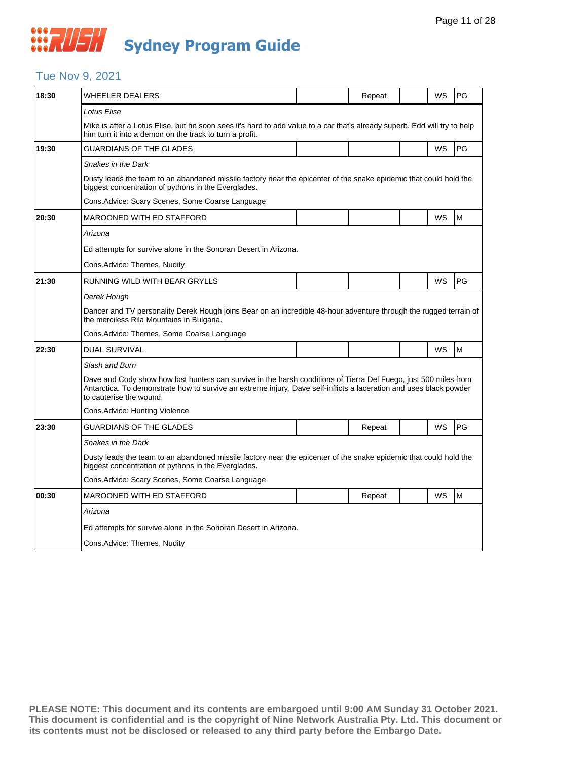# Sydney Program Guide

## Tue Nov 9, 2021

| Time | Program | | Repeat | | WS | Rating |
|---|---|---|---|---|---|---|
| 18:30 | WHEELER DEALERS | | Repeat | | WS | PG |
| | *Lotus Elise* | | | | | |
| | Mike is after a Lotus Elise, but he soon sees it's hard to add value to a car that's already superb. Edd will try to help him turn it into a demon on the track to turn a profit. | | | | | |
| 19:30 | GUARDIANS OF THE GLADES | | | | WS | PG |
| | *Snakes in the Dark* | | | | | |
| | Dusty leads the team to an abandoned missile factory near the epicenter of the snake epidemic that could hold the biggest concentration of pythons in the Everglades. | | | | | |
| | Cons.Advice: Scary Scenes, Some Coarse Language | | | | | |
| 20:30 | MAROONED WITH ED STAFFORD | | | | WS | M |
| | *Arizona* | | | | | |
| | Ed attempts for survive alone in the Sonoran Desert in Arizona. | | | | | |
| | Cons.Advice: Themes, Nudity | | | | | |
| 21:30 | RUNNING WILD WITH BEAR GRYLLS | | | | WS | PG |
| | *Derek Hough* | | | | | |
| | Dancer and TV personality Derek Hough joins Bear on an incredible 48-hour adventure through the rugged terrain of the merciless Rila Mountains in Bulgaria. | | | | | |
| | Cons.Advice: Themes, Some Coarse Language | | | | | |
| 22:30 | DUAL SURVIVAL | | | | WS | M |
| | *Slash and Burn* | | | | | |
| | Dave and Cody show how lost hunters can survive in the harsh conditions of Tierra Del Fuego, just 500 miles from Antarctica. To demonstrate how to survive an extreme injury, Dave self-inflicts a laceration and uses black powder to cauterise the wound. | | | | | |
| | Cons.Advice: Hunting Violence | | | | | |
| 23:30 | GUARDIANS OF THE GLADES | | Repeat | | WS | PG |
| | *Snakes in the Dark* | | | | | |
| | Dusty leads the team to an abandoned missile factory near the epicenter of the snake epidemic that could hold the biggest concentration of pythons in the Everglades. | | | | | |
| | Cons.Advice: Scary Scenes, Some Coarse Language | | | | | |
| 00:30 | MAROONED WITH ED STAFFORD | | Repeat | | WS | M |
| | *Arizona* | | | | | |
| | Ed attempts for survive alone in the Sonoran Desert in Arizona. | | | | | |
| | Cons.Advice: Themes, Nudity | | | | | |

**PLEASE NOTE: This document and its contents are embargoed until 9:00 AM Sunday 31 October 2021. This document is confidential and is the copyright of Nine Network Australia Pty. Ltd. This document or its contents must not be disclosed or released to any third party before the Embargo Date.**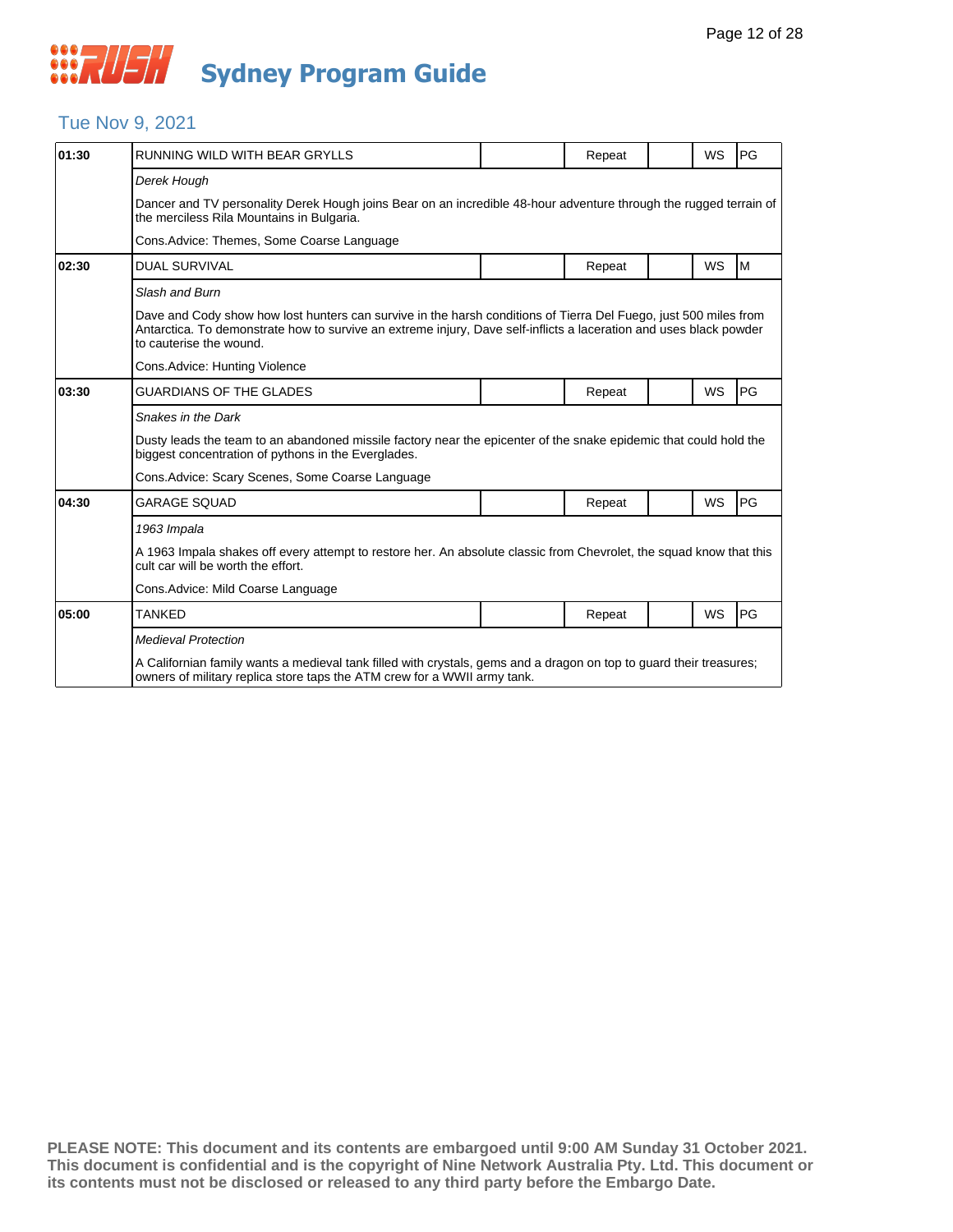# Sydney Program Guide

## Tue Nov 9, 2021

| Time | Program | | Repeat | | WS | Rating |
|---|---|---|---|---|---|---|
| **01:30** | RUNNING WILD WITH BEAR GRYLLS | | Repeat | | WS | PG |
| | *Derek Hough* | | | | | |
| | Dancer and TV personality Derek Hough joins Bear on an incredible 48-hour adventure through the rugged terrain of the merciless Rila Mountains in Bulgaria. | | | | | |
| | Cons.Advice: Themes, Some Coarse Language | | | | | |
| **02:30** | DUAL SURVIVAL | | Repeat | | WS | M |
| | *Slash and Burn* | | | | | |
| | Dave and Cody show how lost hunters can survive in the harsh conditions of Tierra Del Fuego, just 500 miles from Antarctica. To demonstrate how to survive an extreme injury, Dave self-inflicts a laceration and uses black powder to cauterise the wound. | | | | | |
| | Cons.Advice: Hunting Violence | | | | | |
| **03:30** | GUARDIANS OF THE GLADES | | Repeat | | WS | PG |
| | *Snakes in the Dark* | | | | | |
| | Dusty leads the team to an abandoned missile factory near the epicenter of the snake epidemic that could hold the biggest concentration of pythons in the Everglades. | | | | | |
| | Cons.Advice: Scary Scenes, Some Coarse Language | | | | | |
| **04:30** | GARAGE SQUAD | | Repeat | | WS | PG |
| | *1963 Impala* | | | | | |
| | A 1963 Impala shakes off every attempt to restore her. An absolute classic from Chevrolet, the squad know that this cult car will be worth the effort. | | | | | |
| | Cons.Advice: Mild Coarse Language | | | | | |
| **05:00** | TANKED | | Repeat | | WS | PG |
| | *Medieval Protection* | | | | | |
| | A Californian family wants a medieval tank filled with crystals, gems and a dragon on top to guard their treasures; owners of military replica store taps the ATM crew for a WWII army tank. | | | | | |

**PLEASE NOTE: This document and its contents are embargoed until 9:00 AM Sunday 31 October 2021. This document is confidential and is the copyright of Nine Network Australia Pty. Ltd. This document or its contents must not be disclosed or released to any third party before the Embargo Date.**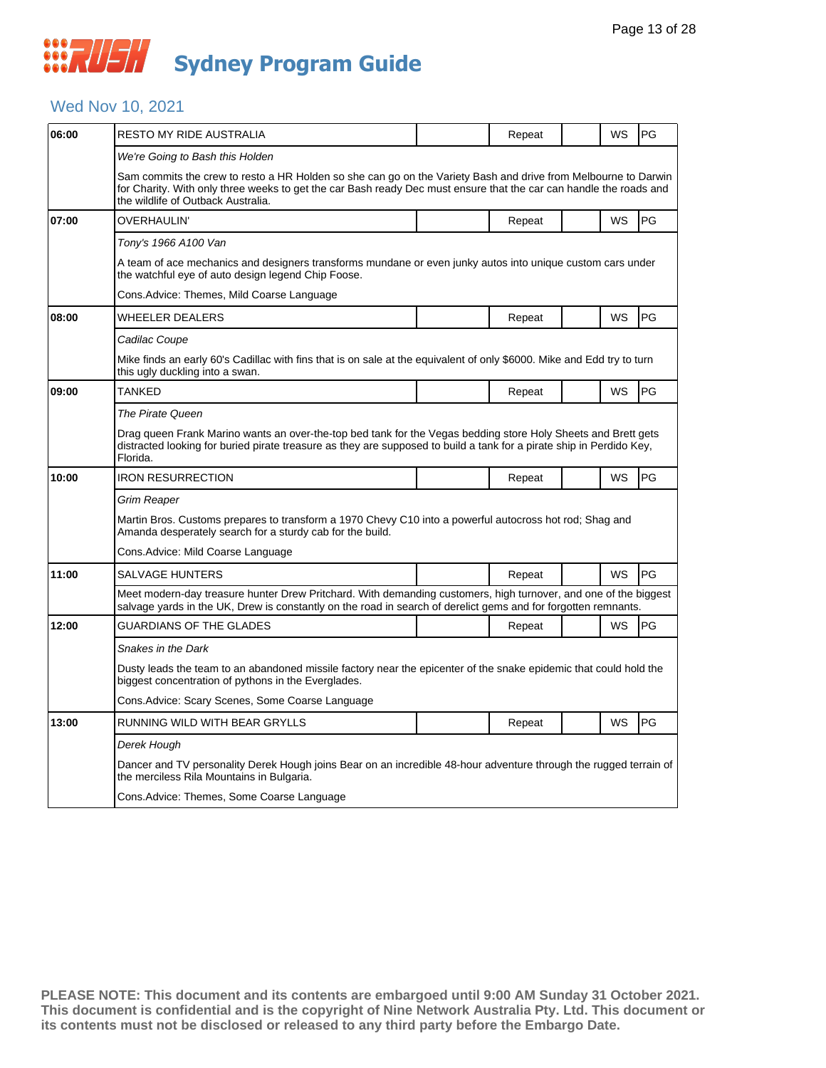# Sydney Program Guide

## Wed Nov 10, 2021

| Time | Program | | Status | | Format | Rating |
|---|---|---|---|---|---|---|
| 06:00 | RESTO MY RIDE AUSTRALIA | | Repeat | | WS | PG |
| | *We're Going to Bash this Holden* | | | | | |
| | Sam commits the crew to resto a HR Holden so she can go on the Variety Bash and drive from Melbourne to Darwin for Charity. With only three weeks to get the car Bash ready Dec must ensure that the car can handle the roads and the wildlife of Outback Australia. | | | | | |
| 07:00 | OVERHAULIN' | | Repeat | | WS | PG |
| | *Tony's 1966 A100 Van* | | | | | |
| | A team of ace mechanics and designers transforms mundane or even junky autos into unique custom cars under the watchful eye of auto design legend Chip Foose. | | | | | |
| | Cons.Advice: Themes, Mild Coarse Language | | | | | |
| 08:00 | WHEELER DEALERS | | Repeat | | WS | PG |
| | *Cadilac Coupe* | | | | | |
| | Mike finds an early 60's Cadillac with fins that is on sale at the equivalent of only $6000. Mike and Edd try to turn this ugly duckling into a swan. | | | | | |
| 09:00 | TANKED | | Repeat | | WS | PG |
| | *The Pirate Queen* | | | | | |
| | Drag queen Frank Marino wants an over-the-top bed tank for the Vegas bedding store Holy Sheets and Brett gets distracted looking for buried pirate treasure as they are supposed to build a tank for a pirate ship in Perdido Key, Florida. | | | | | |
| 10:00 | IRON RESURRECTION | | Repeat | | WS | PG |
| | *Grim Reaper* | | | | | |
| | Martin Bros. Customs prepares to transform a 1970 Chevy C10 into a powerful autocross hot rod; Shag and Amanda desperately search for a sturdy cab for the build. | | | | | |
| | Cons.Advice: Mild Coarse Language | | | | | |
| 11:00 | SALVAGE HUNTERS | | Repeat | | WS | PG |
| | Meet modern-day treasure hunter Drew Pritchard. With demanding customers, high turnover, and one of the biggest salvage yards in the UK, Drew is constantly on the road in search of derelict gems and for forgotten remnants. | | | | | |
| 12:00 | GUARDIANS OF THE GLADES | | Repeat | | WS | PG |
| | *Snakes in the Dark* | | | | | |
| | Dusty leads the team to an abandoned missile factory near the epicenter of the snake epidemic that could hold the biggest concentration of pythons in the Everglades. | | | | | |
| | Cons.Advice: Scary Scenes, Some Coarse Language | | | | | |
| 13:00 | RUNNING WILD WITH BEAR GRYLLS | | Repeat | | WS | PG |
| | *Derek Hough* | | | | | |
| | Dancer and TV personality Derek Hough joins Bear on an incredible 48-hour adventure through the rugged terrain of the merciless Rila Mountains in Bulgaria. | | | | | |
| | Cons.Advice: Themes, Some Coarse Language | | | | | |

**PLEASE NOTE: This document and its contents are embargoed until 9:00 AM Sunday 31 October 2021. This document is confidential and is the copyright of Nine Network Australia Pty. Ltd. This document or its contents must not be disclosed or released to any third party before the Embargo Date.**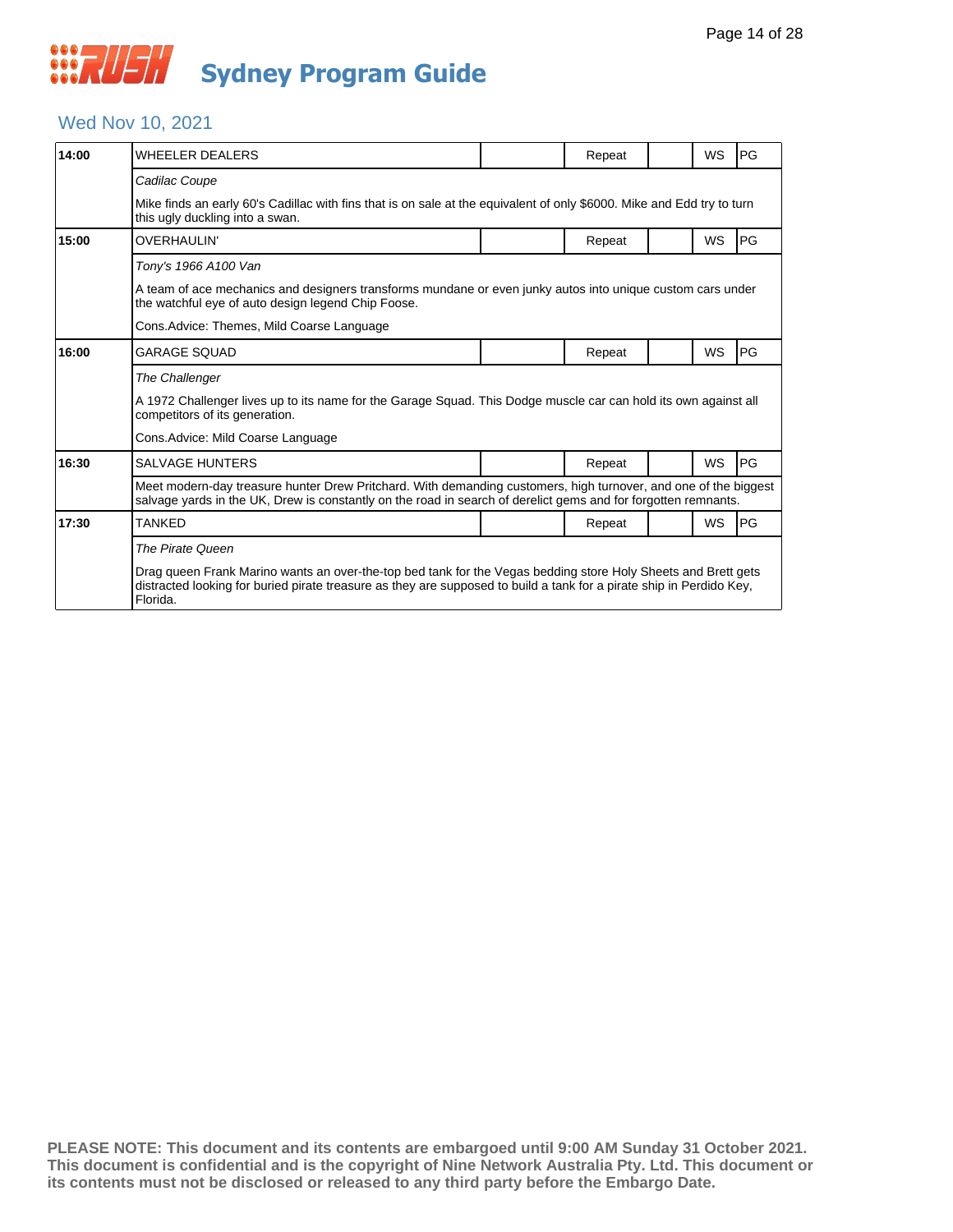# Sydney Program Guide

## Wed Nov 10, 2021

| Time | Program | | Status | | Format | Rating |
|---|---|---|---|---|---|---|
| 14:00 | WHEELER DEALERS | | Repeat | | WS | PG |
| | *Cadilac Coupe* | | | | | |
| | Mike finds an early 60's Cadillac with fins that is on sale at the equivalent of only $6000. Mike and Edd try to turn this ugly duckling into a swan. | | | | | |
| 15:00 | OVERHAULIN' | | Repeat | | WS | PG |
| | *Tony's 1966 A100 Van* | | | | | |
| | A team of ace mechanics and designers transforms mundane or even junky autos into unique custom cars under the watchful eye of auto design legend Chip Foose. | | | | | |
| | Cons.Advice: Themes, Mild Coarse Language | | | | | |
| 16:00 | GARAGE SQUAD | | Repeat | | WS | PG |
| | *The Challenger* | | | | | |
| | A 1972 Challenger lives up to its name for the Garage Squad. This Dodge muscle car can hold its own against all competitors of its generation. | | | | | |
| | Cons.Advice: Mild Coarse Language | | | | | |
| 16:30 | SALVAGE HUNTERS | | Repeat | | WS | PG |
| | Meet modern-day treasure hunter Drew Pritchard. With demanding customers, high turnover, and one of the biggest salvage yards in the UK, Drew is constantly on the road in search of derelict gems and for forgotten remnants. | | | | | |
| 17:30 | TANKED | | Repeat | | WS | PG |
| | *The Pirate Queen* | | | | | |
| | Drag queen Frank Marino wants an over-the-top bed tank for the Vegas bedding store Holy Sheets and Brett gets distracted looking for buried pirate treasure as they are supposed to build a tank for a pirate ship in Perdido Key, Florida. | | | | | |

**PLEASE NOTE: This document and its contents are embargoed until 9:00 AM Sunday 31 October 2021. This document is confidential and is the copyright of Nine Network Australia Pty. Ltd. This document or its contents must not be disclosed or released to any third party before the Embargo Date.**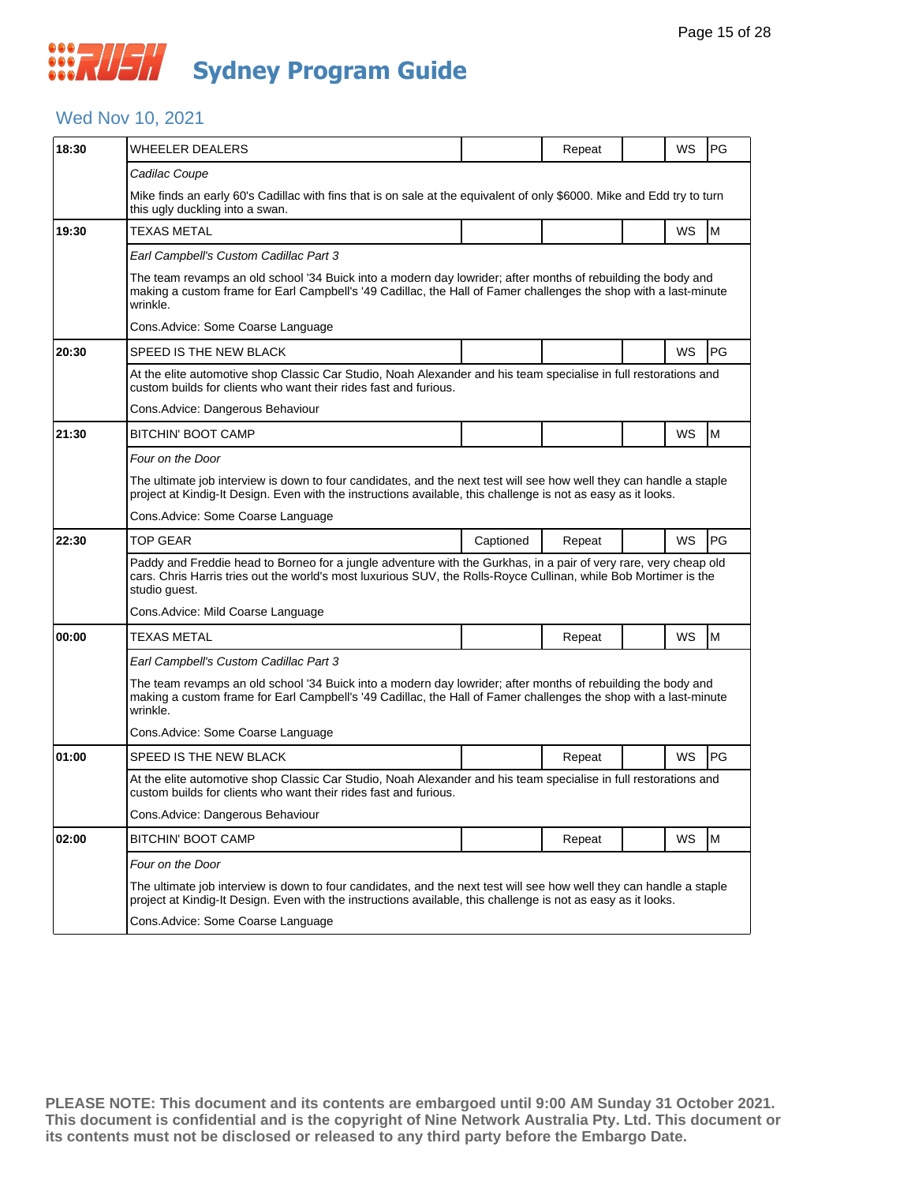# Sydney Program Guide

## Wed Nov 10, 2021

| Time | Program | Captioned | Repeat | | WS | Rating |
|---|---|---|---|---|---|---|
| 18:30 | WHEELER DEALERS | | Repeat | | WS | PG |
| | *Cadilac Coupe*<br><br>Mike finds an early 60's Cadillac with fins that is on sale at the equivalent of only $6000. Mike and Edd try to turn this ugly duckling into a swan. | | | | | |
| 19:30 | TEXAS METAL | | | | WS | M |
| | *Earl Campbell's Custom Cadillac Part 3*<br><br>The team revamps an old school '34 Buick into a modern day lowrider; after months of rebuilding the body and making a custom frame for Earl Campbell's '49 Cadillac, the Hall of Famer challenges the shop with a last-minute wrinkle.<br><br>Cons.Advice: Some Coarse Language | | | | | |
| 20:30 | SPEED IS THE NEW BLACK | | | | WS | PG |
| | At the elite automotive shop Classic Car Studio, Noah Alexander and his team specialise in full restorations and custom builds for clients who want their rides fast and furious.<br><br>Cons.Advice: Dangerous Behaviour | | | | | |
| 21:30 | BITCHIN' BOOT CAMP | | | | WS | M |
| | *Four on the Door*<br><br>The ultimate job interview is down to four candidates, and the next test will see how well they can handle a staple project at Kindig-It Design. Even with the instructions available, this challenge is not as easy as it looks.<br><br>Cons.Advice: Some Coarse Language | | | | | |
| 22:30 | TOP GEAR | Captioned | Repeat | | WS | PG |
| | Paddy and Freddie head to Borneo for a jungle adventure with the Gurkhas, in a pair of very rare, very cheap old cars. Chris Harris tries out the world's most luxurious SUV, the Rolls-Royce Cullinan, while Bob Mortimer is the studio guest.<br><br>Cons.Advice: Mild Coarse Language | | | | | |
| 00:00 | TEXAS METAL | | Repeat | | WS | M |
| | *Earl Campbell's Custom Cadillac Part 3*<br><br>The team revamps an old school '34 Buick into a modern day lowrider; after months of rebuilding the body and making a custom frame for Earl Campbell's '49 Cadillac, the Hall of Famer challenges the shop with a last-minute wrinkle.<br><br>Cons.Advice: Some Coarse Language | | | | | |
| 01:00 | SPEED IS THE NEW BLACK | | Repeat | | WS | PG |
| | At the elite automotive shop Classic Car Studio, Noah Alexander and his team specialise in full restorations and custom builds for clients who want their rides fast and furious.<br><br>Cons.Advice: Dangerous Behaviour | | | | | |
| 02:00 | BITCHIN' BOOT CAMP | | Repeat | | WS | M |
| | *Four on the Door*<br><br>The ultimate job interview is down to four candidates, and the next test will see how well they can handle a staple project at Kindig-It Design. Even with the instructions available, this challenge is not as easy as it looks.<br><br>Cons.Advice: Some Coarse Language | | | | | |

**PLEASE NOTE: This document and its contents are embargoed until 9:00 AM Sunday 31 October 2021. This document is confidential and is the copyright of Nine Network Australia Pty. Ltd. This document or its contents must not be disclosed or released to any third party before the Embargo Date.**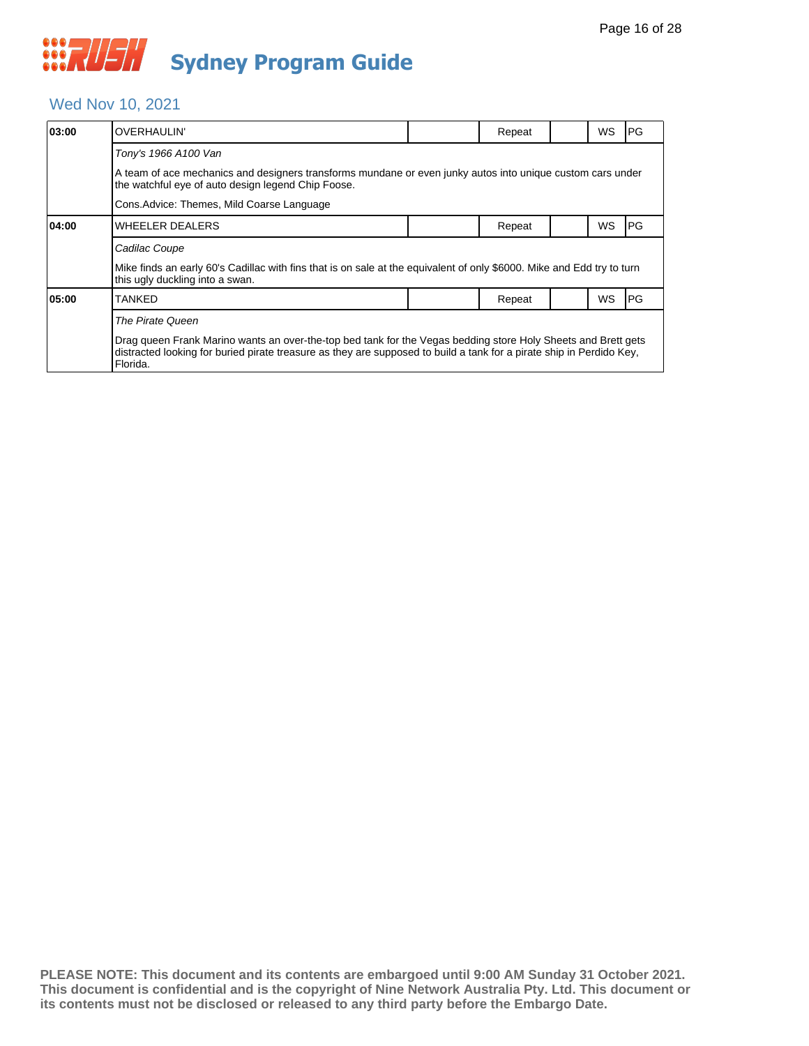# Sydney Program Guide

## Wed Nov 10, 2021

| Time | Program | | Repeat | | WS | Rating |
|---|---|---|---|---|---|---|
| **03:00** | OVERHAULIN' | | Repeat | | WS | PG |
| | *Tony's 1966 A100 Van* | | | | | |
| | A team of ace mechanics and designers transforms mundane or even junky autos into unique custom cars under the watchful eye of auto design legend Chip Foose. | | | | | |
| | Cons.Advice: Themes, Mild Coarse Language | | | | | |
| **04:00** | WHEELER DEALERS | | Repeat | | WS | PG |
| | *Cadilac Coupe* | | | | | |
| | Mike finds an early 60's Cadillac with fins that is on sale at the equivalent of only $6000. Mike and Edd try to turn this ugly duckling into a swan. | | | | | |
| **05:00** | TANKED | | Repeat | | WS | PG |
| | *The Pirate Queen* | | | | | |
| | Drag queen Frank Marino wants an over-the-top bed tank for the Vegas bedding store Holy Sheets and Brett gets distracted looking for buried pirate treasure as they are supposed to build a tank for a pirate ship in Perdido Key, Florida. | | | | | |

**PLEASE NOTE: This document and its contents are embargoed until 9:00 AM Sunday 31 October 2021. This document is confidential and is the copyright of Nine Network Australia Pty. Ltd. This document or its contents must not be disclosed or released to any third party before the Embargo Date.**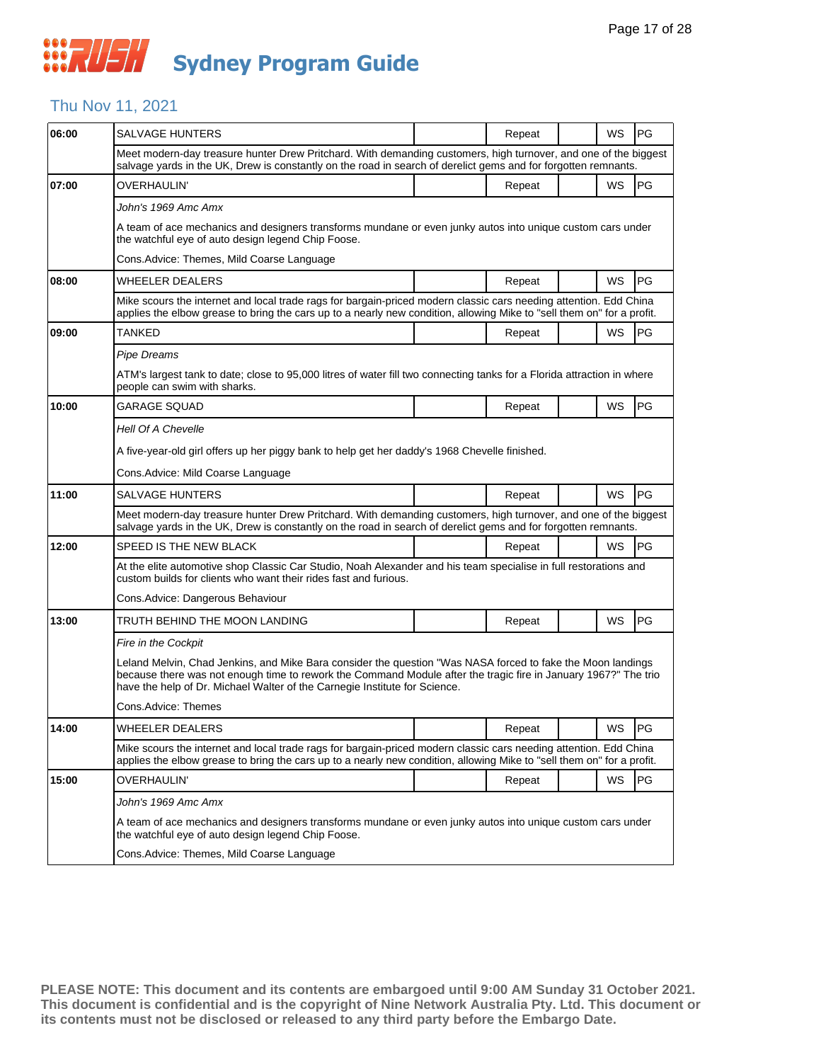# RUSH Sydney Program Guide

## Thu Nov 11, 2021

| Time | Program | | Status | | Format | Rating |
|---|---|---|---|---|---|---|
| 06:00 | SALVAGE HUNTERS | | Repeat | | WS | PG |
| | Meet modern-day treasure hunter Drew Pritchard. With demanding customers, high turnover, and one of the biggest salvage yards in the UK, Drew is constantly on the road in search of derelict gems and for forgotten remnants. | | | | | |
| 07:00 | OVERHAULIN' | | Repeat | | WS | PG |
| | *John's 1969 Amc Amx* | | | | | |
| | A team of ace mechanics and designers transforms mundane or even junky autos into unique custom cars under the watchful eye of auto design legend Chip Foose. | | | | | |
| | Cons.Advice: Themes, Mild Coarse Language | | | | | |
| 08:00 | WHEELER DEALERS | | Repeat | | WS | PG |
| | Mike scours the internet and local trade rags for bargain-priced modern classic cars needing attention. Edd China applies the elbow grease to bring the cars up to a nearly new condition, allowing Mike to "sell them on" for a profit. | | | | | |
| 09:00 | TANKED | | Repeat | | WS | PG |
| | *Pipe Dreams* | | | | | |
| | ATM's largest tank to date; close to 95,000 litres of water fill two connecting tanks for a Florida attraction in where people can swim with sharks. | | | | | |
| 10:00 | GARAGE SQUAD | | Repeat | | WS | PG |
| | *Hell Of A Chevelle* | | | | | |
| | A five-year-old girl offers up her piggy bank to help get her daddy's 1968 Chevelle finished. | | | | | |
| | Cons.Advice: Mild Coarse Language | | | | | |
| 11:00 | SALVAGE HUNTERS | | Repeat | | WS | PG |
| | Meet modern-day treasure hunter Drew Pritchard. With demanding customers, high turnover, and one of the biggest salvage yards in the UK, Drew is constantly on the road in search of derelict gems and for forgotten remnants. | | | | | |
| 12:00 | SPEED IS THE NEW BLACK | | Repeat | | WS | PG |
| | At the elite automotive shop Classic Car Studio, Noah Alexander and his team specialise in full restorations and custom builds for clients who want their rides fast and furious. | | | | | |
| | Cons.Advice: Dangerous Behaviour | | | | | |
| 13:00 | TRUTH BEHIND THE MOON LANDING | | Repeat | | WS | PG |
| | *Fire in the Cockpit* | | | | | |
| | Leland Melvin, Chad Jenkins, and Mike Bara consider the question "Was NASA forced to fake the Moon landings because there was not enough time to rework the Command Module after the tragic fire in January 1967?" The trio have the help of Dr. Michael Walter of the Carnegie Institute for Science. | | | | | |
| | Cons.Advice: Themes | | | | | |
| 14:00 | WHEELER DEALERS | | Repeat | | WS | PG |
| | Mike scours the internet and local trade rags for bargain-priced modern classic cars needing attention. Edd China applies the elbow grease to bring the cars up to a nearly new condition, allowing Mike to "sell them on" for a profit. | | | | | |
| 15:00 | OVERHAULIN' | | Repeat | | WS | PG |
| | *John's 1969 Amc Amx* | | | | | |
| | A team of ace mechanics and designers transforms mundane or even junky autos into unique custom cars under the watchful eye of auto design legend Chip Foose. | | | | | |
| | Cons.Advice: Themes, Mild Coarse Language | | | | | |

**PLEASE NOTE: This document and its contents are embargoed until 9:00 AM Sunday 31 October 2021. This document is confidential and is the copyright of Nine Network Australia Pty. Ltd. This document or its contents must not be disclosed or released to any third party before the Embargo Date.**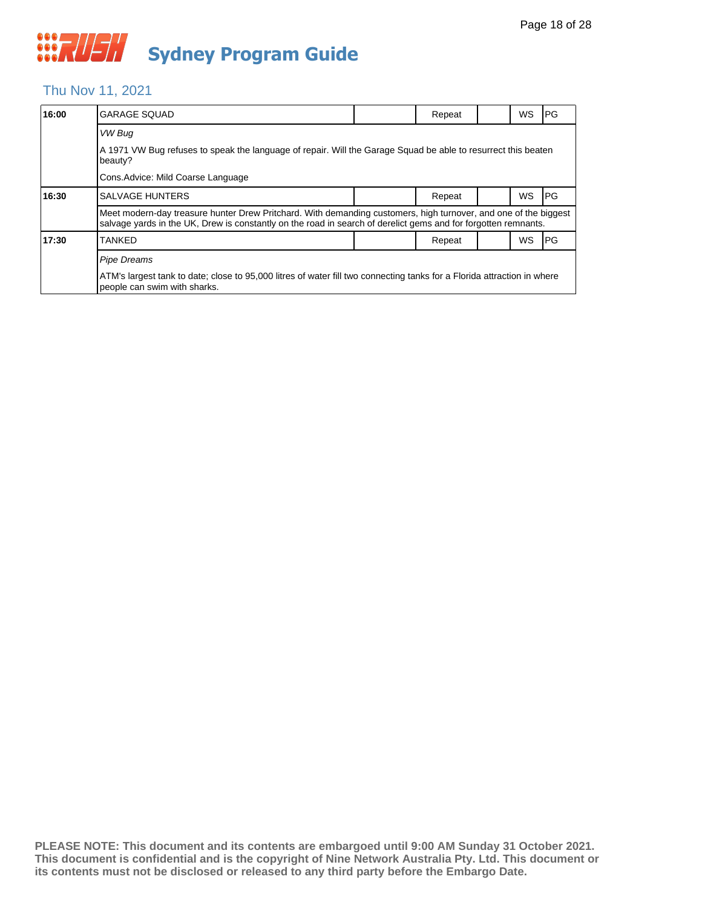# Sydney Program Guide

## Thu Nov 11, 2021

| Time | Program | | Status | | Format | Rating |
|---|---|---|---|---|---|---|
| **16:00** | GARAGE SQUAD | | Repeat | | WS | PG |
| | *VW Bug* | | | | | |
| | A 1971 VW Bug refuses to speak the language of repair. Will the Garage Squad be able to resurrect this beaten beauty? | | | | | |
| | Cons.Advice: Mild Coarse Language | | | | | |
| **16:30** | SALVAGE HUNTERS | | Repeat | | WS | PG |
| | Meet modern-day treasure hunter Drew Pritchard. With demanding customers, high turnover, and one of the biggest salvage yards in the UK, Drew is constantly on the road in search of derelict gems and for forgotten remnants. | | | | | |
| **17:30** | TANKED | | Repeat | | WS | PG |
| | *Pipe Dreams* | | | | | |
| | ATM's largest tank to date; close to 95,000 litres of water fill two connecting tanks for a Florida attraction in where people can swim with sharks. | | | | | |

**PLEASE NOTE: This document and its contents are embargoed until 9:00 AM Sunday 31 October 2021. This document is confidential and is the copyright of Nine Network Australia Pty. Ltd. This document or its contents must not be disclosed or released to any third party before the Embargo Date.**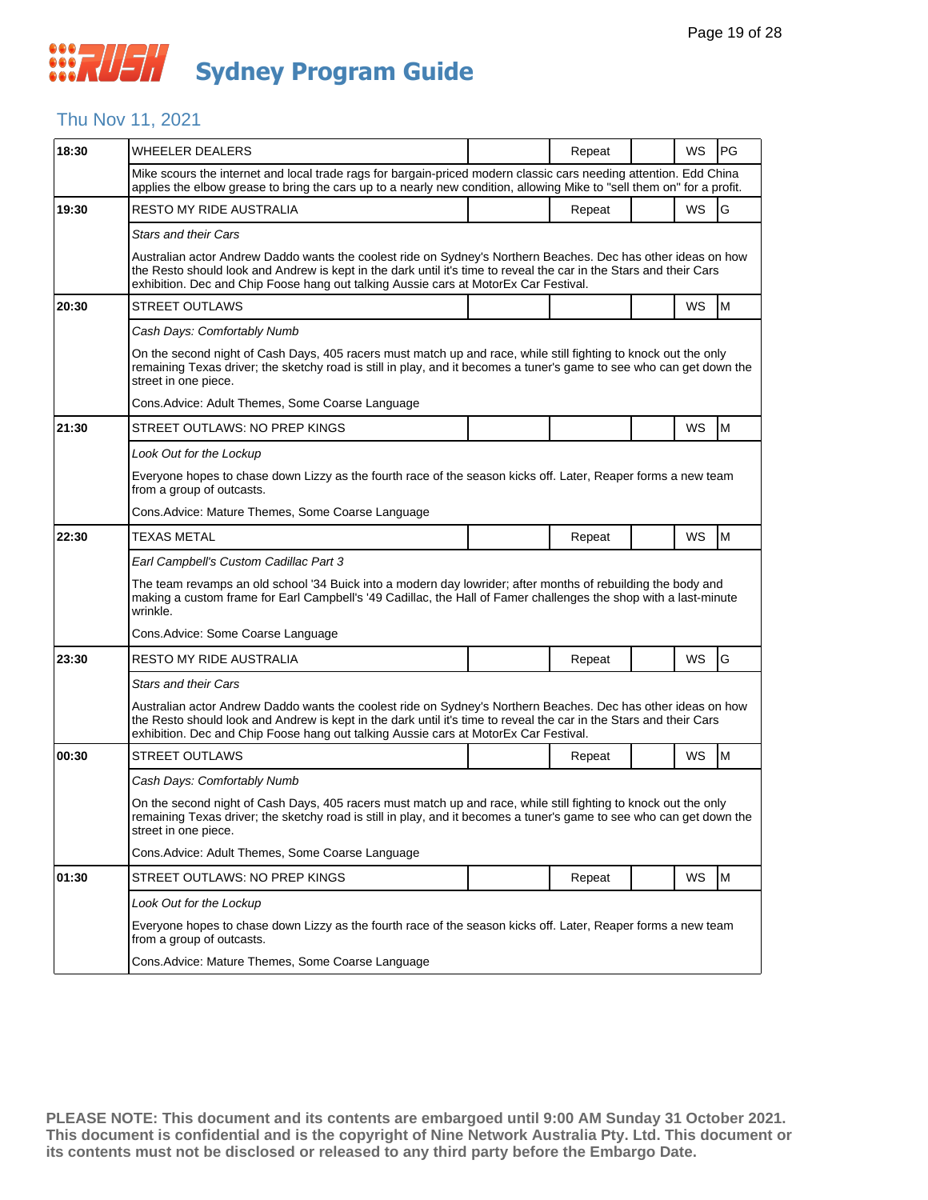# Sydney Program Guide

## Thu Nov 11, 2021

| Time | Program | | Status | | Format | Rating |
|---|---|---|---|---|---|---|
| 18:30 | WHEELER DEALERS | | Repeat | | WS | PG |

Mike scours the internet and local trade rags for bargain-priced modern classic cars needing attention. Edd China applies the elbow grease to bring the cars up to a nearly new condition, allowing Mike to "sell them on" for a profit.

| Time | Program | | Status | | Format | Rating |
|---|---|---|---|---|---|---|
| 19:30 | RESTO MY RIDE AUSTRALIA | | Repeat | | WS | G |

*Stars and their Cars*

Australian actor Andrew Daddo wants the coolest ride on Sydney's Northern Beaches. Dec has other ideas on how the Resto should look and Andrew is kept in the dark until it's time to reveal the car in the Stars and their Cars exhibition. Dec and Chip Foose hang out talking Aussie cars at MotorEx Car Festival.

| Time | Program | | Status | | Format | Rating |
|---|---|---|---|---|---|---|
| 20:30 | STREET OUTLAWS | | | | WS | M |

*Cash Days: Comfortably Numb*

On the second night of Cash Days, 405 racers must match up and race, while still fighting to knock out the only remaining Texas driver; the sketchy road is still in play, and it becomes a tuner's game to see who can get down the street in one piece.

Cons.Advice: Adult Themes, Some Coarse Language

| Time | Program | | Status | | Format | Rating |
|---|---|---|---|---|---|---|
| 21:30 | STREET OUTLAWS: NO PREP KINGS | | | | WS | M |

*Look Out for the Lockup*

Everyone hopes to chase down Lizzy as the fourth race of the season kicks off. Later, Reaper forms a new team from a group of outcasts.

Cons.Advice: Mature Themes, Some Coarse Language

| Time | Program | | Status | | Format | Rating |
|---|---|---|---|---|---|---|
| 22:30 | TEXAS METAL | | Repeat | | WS | M |

*Earl Campbell's Custom Cadillac Part 3*

The team revamps an old school '34 Buick into a modern day lowrider; after months of rebuilding the body and making a custom frame for Earl Campbell's '49 Cadillac, the Hall of Famer challenges the shop with a last-minute wrinkle.

Cons.Advice: Some Coarse Language

| Time | Program | | Status | | Format | Rating |
|---|---|---|---|---|---|---|
| 23:30 | RESTO MY RIDE AUSTRALIA | | Repeat | | WS | G |

*Stars and their Cars*

Australian actor Andrew Daddo wants the coolest ride on Sydney's Northern Beaches. Dec has other ideas on how the Resto should look and Andrew is kept in the dark until it's time to reveal the car in the Stars and their Cars exhibition. Dec and Chip Foose hang out talking Aussie cars at MotorEx Car Festival.

| Time | Program | | Status | | Format | Rating |
|---|---|---|---|---|---|---|
| 00:30 | STREET OUTLAWS | | Repeat | | WS | M |

*Cash Days: Comfortably Numb*

On the second night of Cash Days, 405 racers must match up and race, while still fighting to knock out the only remaining Texas driver; the sketchy road is still in play, and it becomes a tuner's game to see who can get down the street in one piece.

Cons.Advice: Adult Themes, Some Coarse Language

| Time | Program | | Status | | Format | Rating |
|---|---|---|---|---|---|---|
| 01:30 | STREET OUTLAWS: NO PREP KINGS | | Repeat | | WS | M |

*Look Out for the Lockup*

Everyone hopes to chase down Lizzy as the fourth race of the season kicks off. Later, Reaper forms a new team from a group of outcasts.

Cons.Advice: Mature Themes, Some Coarse Language

**PLEASE NOTE: This document and its contents are embargoed until 9:00 AM Sunday 31 October 2021. This document is confidential and is the copyright of Nine Network Australia Pty. Ltd. This document or its contents must not be disclosed or released to any third party before the Embargo Date.**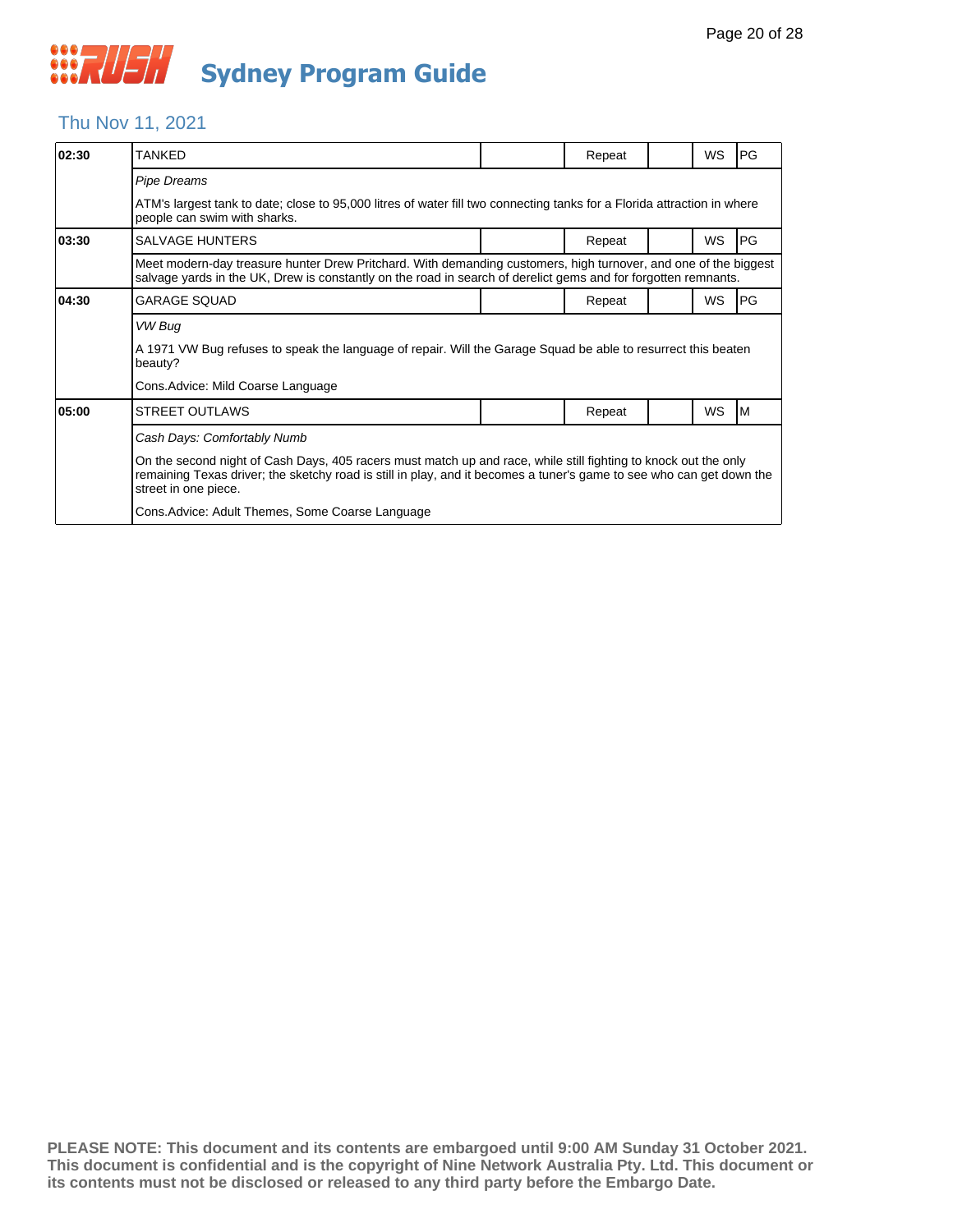# Sydney Program Guide

## Thu Nov 11, 2021

| 02:30 | TANKED | | Repeat | | WS | PG |
|---|---|---|---|---|---|---|
| | *Pipe Dreams* | | | | | |
| | ATM's largest tank to date; close to 95,000 litres of water fill two connecting tanks for a Florida attraction in where people can swim with sharks. | | | | | |
| 03:30 | SALVAGE HUNTERS | | Repeat | | WS | PG |
| | Meet modern-day treasure hunter Drew Pritchard. With demanding customers, high turnover, and one of the biggest salvage yards in the UK, Drew is constantly on the road in search of derelict gems and for forgotten remnants. | | | | | |
| 04:30 | GARAGE SQUAD | | Repeat | | WS | PG |
| | *VW Bug* | | | | | |
| | A 1971 VW Bug refuses to speak the language of repair. Will the Garage Squad be able to resurrect this beaten beauty? | | | | | |
| | Cons.Advice: Mild Coarse Language | | | | | |
| 05:00 | STREET OUTLAWS | | Repeat | | WS | M |
| | *Cash Days: Comfortably Numb* | | | | | |
| | On the second night of Cash Days, 405 racers must match up and race, while still fighting to knock out the only remaining Texas driver; the sketchy road is still in play, and it becomes a tuner's game to see who can get down the street in one piece. | | | | | |
| | Cons.Advice: Adult Themes, Some Coarse Language | | | | | |

**PLEASE NOTE: This document and its contents are embargoed until 9:00 AM Sunday 31 October 2021. This document is confidential and is the copyright of Nine Network Australia Pty. Ltd. This document or its contents must not be disclosed or released to any third party before the Embargo Date.**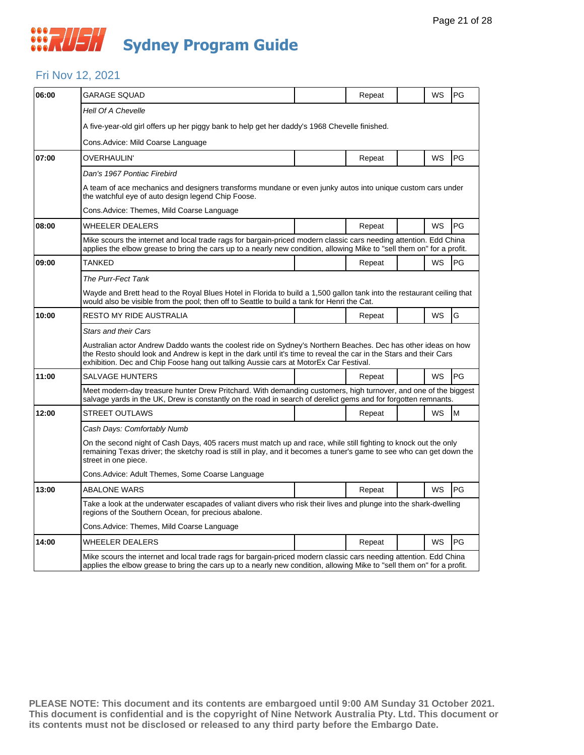# Sydney Program Guide

## Fri Nov 12, 2021

| Time | Program | | Status | | Format | Rating |
|---|---|---|---|---|---|---|
| 06:00 | GARAGE SQUAD | | Repeat | | WS | PG |
| | *Hell Of A Chevelle* | | | | | |
| | A five-year-old girl offers up her piggy bank to help get her daddy's 1968 Chevelle finished. | | | | | |
| | Cons.Advice: Mild Coarse Language | | | | | |
| 07:00 | OVERHAULIN' | | Repeat | | WS | PG |
| | *Dan's 1967 Pontiac Firebird* | | | | | |
| | A team of ace mechanics and designers transforms mundane or even junky autos into unique custom cars under the watchful eye of auto design legend Chip Foose. | | | | | |
| | Cons.Advice: Themes, Mild Coarse Language | | | | | |
| 08:00 | WHEELER DEALERS | | Repeat | | WS | PG |
| | Mike scours the internet and local trade rags for bargain-priced modern classic cars needing attention. Edd China applies the elbow grease to bring the cars up to a nearly new condition, allowing Mike to "sell them on" for a profit. | | | | | |
| 09:00 | TANKED | | Repeat | | WS | PG |
| | *The Purr-Fect Tank* | | | | | |
| | Wayde and Brett head to the Royal Blues Hotel in Florida to build a 1,500 gallon tank into the restaurant ceiling that would also be visible from the pool; then off to Seattle to build a tank for Henri the Cat. | | | | | |
| 10:00 | RESTO MY RIDE AUSTRALIA | | Repeat | | WS | G |
| | *Stars and their Cars* | | | | | |
| | Australian actor Andrew Daddo wants the coolest ride on Sydney's Northern Beaches. Dec has other ideas on how the Resto should look and Andrew is kept in the dark until it's time to reveal the car in the Stars and their Cars exhibition. Dec and Chip Foose hang out talking Aussie cars at MotorEx Car Festival. | | | | | |
| 11:00 | SALVAGE HUNTERS | | Repeat | | WS | PG |
| | Meet modern-day treasure hunter Drew Pritchard. With demanding customers, high turnover, and one of the biggest salvage yards in the UK, Drew is constantly on the road in search of derelict gems and for forgotten remnants. | | | | | |
| 12:00 | STREET OUTLAWS | | Repeat | | WS | M |
| | *Cash Days: Comfortably Numb* | | | | | |
| | On the second night of Cash Days, 405 racers must match up and race, while still fighting to knock out the only remaining Texas driver; the sketchy road is still in play, and it becomes a tuner's game to see who can get down the street in one piece. | | | | | |
| | Cons.Advice: Adult Themes, Some Coarse Language | | | | | |
| 13:00 | ABALONE WARS | | Repeat | | WS | PG |
| | Take a look at the underwater escapades of valiant divers who risk their lives and plunge into the shark-dwelling regions of the Southern Ocean, for precious abalone. | | | | | |
| | Cons.Advice: Themes, Mild Coarse Language | | | | | |
| 14:00 | WHEELER DEALERS | | Repeat | | WS | PG |
| | Mike scours the internet and local trade rags for bargain-priced modern classic cars needing attention. Edd China applies the elbow grease to bring the cars up to a nearly new condition, allowing Mike to "sell them on" for a profit. | | | | | |

**PLEASE NOTE: This document and its contents are embargoed until 9:00 AM Sunday 31 October 2021. This document is confidential and is the copyright of Nine Network Australia Pty. Ltd. This document or its contents must not be disclosed or released to any third party before the Embargo Date.**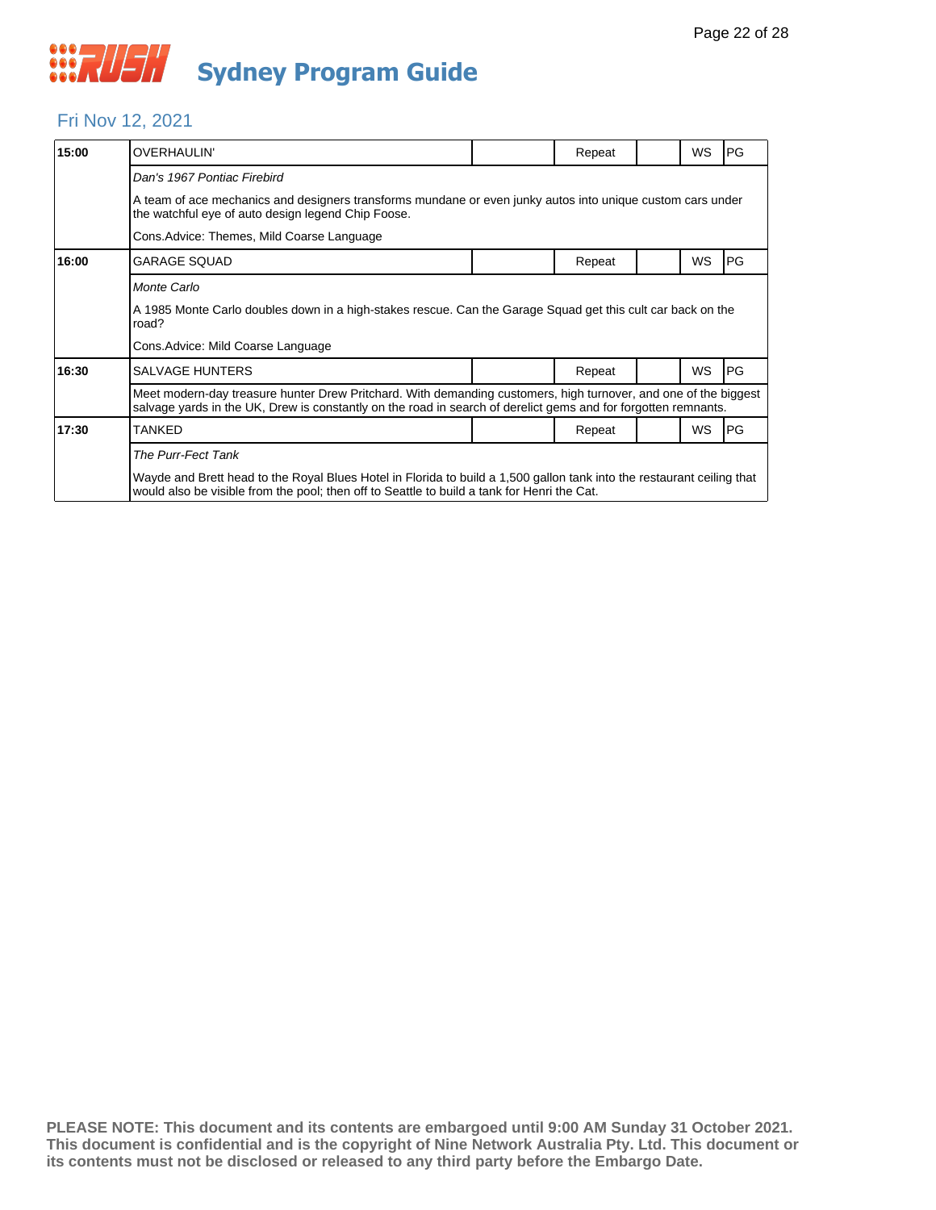# RUSH Sydney Program Guide

## Fri Nov 12, 2021

| | | | | | | |
|---|---|---|---|---|---|---|
| **15:00** | OVERHAULIN' | | Repeat | | WS | PG |
| | *Dan's 1967 Pontiac Firebird* | | | | | |
| | A team of ace mechanics and designers transforms mundane or even junky autos into unique custom cars under the watchful eye of auto design legend Chip Foose. | | | | | |
| | Cons.Advice: Themes, Mild Coarse Language | | | | | |
| **16:00** | GARAGE SQUAD | | Repeat | | WS | PG |
| | *Monte Carlo* | | | | | |
| | A 1985 Monte Carlo doubles down in a high-stakes rescue. Can the Garage Squad get this cult car back on the road? | | | | | |
| | Cons.Advice: Mild Coarse Language | | | | | |
| **16:30** | SALVAGE HUNTERS | | Repeat | | WS | PG |
| | Meet modern-day treasure hunter Drew Pritchard. With demanding customers, high turnover, and one of the biggest salvage yards in the UK, Drew is constantly on the road in search of derelict gems and for forgotten remnants. | | | | | |
| **17:30** | TANKED | | Repeat | | WS | PG |
| | *The Purr-Fect Tank* | | | | | |
| | Wayde and Brett head to the Royal Blues Hotel in Florida to build a 1,500 gallon tank into the restaurant ceiling that would also be visible from the pool; then off to Seattle to build a tank for Henri the Cat. | | | | | |

**PLEASE NOTE: This document and its contents are embargoed until 9:00 AM Sunday 31 October 2021. This document is confidential and is the copyright of Nine Network Australia Pty. Ltd. This document or its contents must not be disclosed or released to any third party before the Embargo Date.**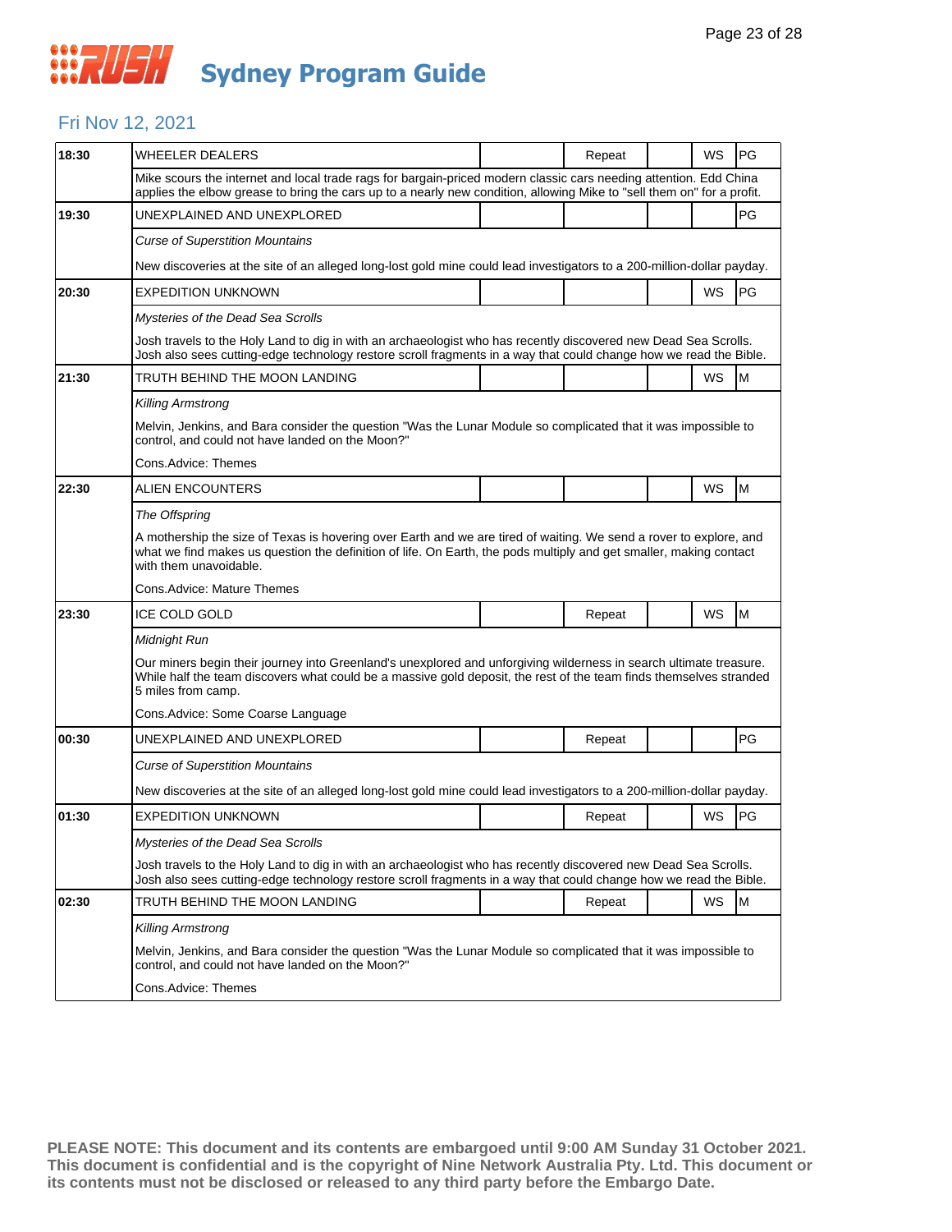# Sydney Program Guide

## Fri Nov 12, 2021

| Time | Program | | Repeat | | WS | Rating |
|---|---|---|---|---|---|---|
| 18:30 | WHEELER DEALERS | | Repeat | | WS | PG |
| | Mike scours the internet and local trade rags for bargain-priced modern classic cars needing attention. Edd China applies the elbow grease to bring the cars up to a nearly new condition, allowing Mike to "sell them on" for a profit. | | | | | |
| 19:30 | UNEXPLAINED AND UNEXPLORED | | | | | PG |
| | *Curse of Superstition Mountains* | | | | | |
| | New discoveries at the site of an alleged long-lost gold mine could lead investigators to a 200-million-dollar payday. | | | | | |
| 20:30 | EXPEDITION UNKNOWN | | | | WS | PG |
| | *Mysteries of the Dead Sea Scrolls* | | | | | |
| | Josh travels to the Holy Land to dig in with an archaeologist who has recently discovered new Dead Sea Scrolls. Josh also sees cutting-edge technology restore scroll fragments in a way that could change how we read the Bible. | | | | | |
| 21:30 | TRUTH BEHIND THE MOON LANDING | | | | WS | M |
| | *Killing Armstrong* | | | | | |
| | Melvin, Jenkins, and Bara consider the question "Was the Lunar Module so complicated that it was impossible to control, and could not have landed on the Moon?" | | | | | |
| | Cons.Advice: Themes | | | | | |
| 22:30 | ALIEN ENCOUNTERS | | | | WS | M |
| | *The Offspring* | | | | | |
| | A mothership the size of Texas is hovering over Earth and we are tired of waiting. We send a rover to explore, and what we find makes us question the definition of life. On Earth, the pods multiply and get smaller, making contact with them unavoidable. | | | | | |
| | Cons.Advice: Mature Themes | | | | | |
| 23:30 | ICE COLD GOLD | | Repeat | | WS | M |
| | *Midnight Run* | | | | | |
| | Our miners begin their journey into Greenland's unexplored and unforgiving wilderness in search ultimate treasure. While half the team discovers what could be a massive gold deposit, the rest of the team finds themselves stranded 5 miles from camp. | | | | | |
| | Cons.Advice: Some Coarse Language | | | | | |
| 00:30 | UNEXPLAINED AND UNEXPLORED | | Repeat | | | PG |
| | *Curse of Superstition Mountains* | | | | | |
| | New discoveries at the site of an alleged long-lost gold mine could lead investigators to a 200-million-dollar payday. | | | | | |
| 01:30 | EXPEDITION UNKNOWN | | Repeat | | WS | PG |
| | *Mysteries of the Dead Sea Scrolls* | | | | | |
| | Josh travels to the Holy Land to dig in with an archaeologist who has recently discovered new Dead Sea Scrolls. Josh also sees cutting-edge technology restore scroll fragments in a way that could change how we read the Bible. | | | | | |
| 02:30 | TRUTH BEHIND THE MOON LANDING | | Repeat | | WS | M |
| | *Killing Armstrong* | | | | | |
| | Melvin, Jenkins, and Bara consider the question "Was the Lunar Module so complicated that it was impossible to control, and could not have landed on the Moon?" | | | | | |
| | Cons.Advice: Themes | | | | | |

**PLEASE NOTE: This document and its contents are embargoed until 9:00 AM Sunday 31 October 2021. This document is confidential and is the copyright of Nine Network Australia Pty. Ltd. This document or its contents must not be disclosed or released to any third party before the Embargo Date.**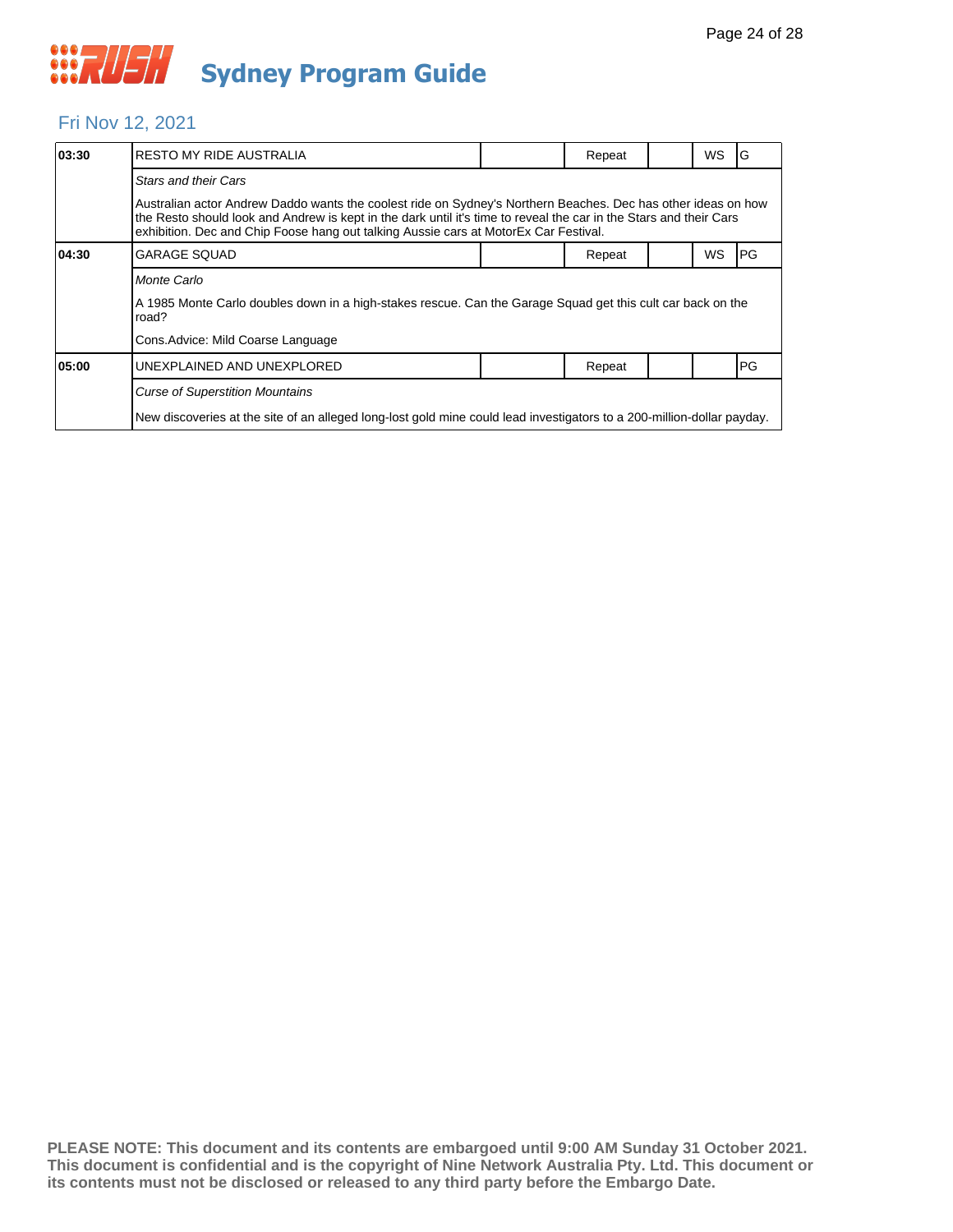# Sydney Program Guide

## Fri Nov 12, 2021

| Time | Program | | Status | | WS | Rating |
|---|---|---|---|---|---|---|
| **03:30** | RESTO MY RIDE AUSTRALIA | | Repeat | | WS | G |
| | *Stars and their Cars* | | | | | |
| | Australian actor Andrew Daddo wants the coolest ride on Sydney's Northern Beaches. Dec has other ideas on how the Resto should look and Andrew is kept in the dark until it's time to reveal the car in the Stars and their Cars exhibition. Dec and Chip Foose hang out talking Aussie cars at MotorEx Car Festival. | | | | | |
| **04:30** | GARAGE SQUAD | | Repeat | | WS | PG |
| | *Monte Carlo* | | | | | |
| | A 1985 Monte Carlo doubles down in a high-stakes rescue. Can the Garage Squad get this cult car back on the road? | | | | | |
| | Cons.Advice: Mild Coarse Language | | | | | |
| **05:00** | UNEXPLAINED AND UNEXPLORED | | Repeat | | | PG |
| | *Curse of Superstition Mountains* | | | | | |
| | New discoveries at the site of an alleged long-lost gold mine could lead investigators to a 200-million-dollar payday. | | | | | |

**PLEASE NOTE: This document and its contents are embargoed until 9:00 AM Sunday 31 October 2021. This document is confidential and is the copyright of Nine Network Australia Pty. Ltd. This document or its contents must not be disclosed or released to any third party before the Embargo Date.**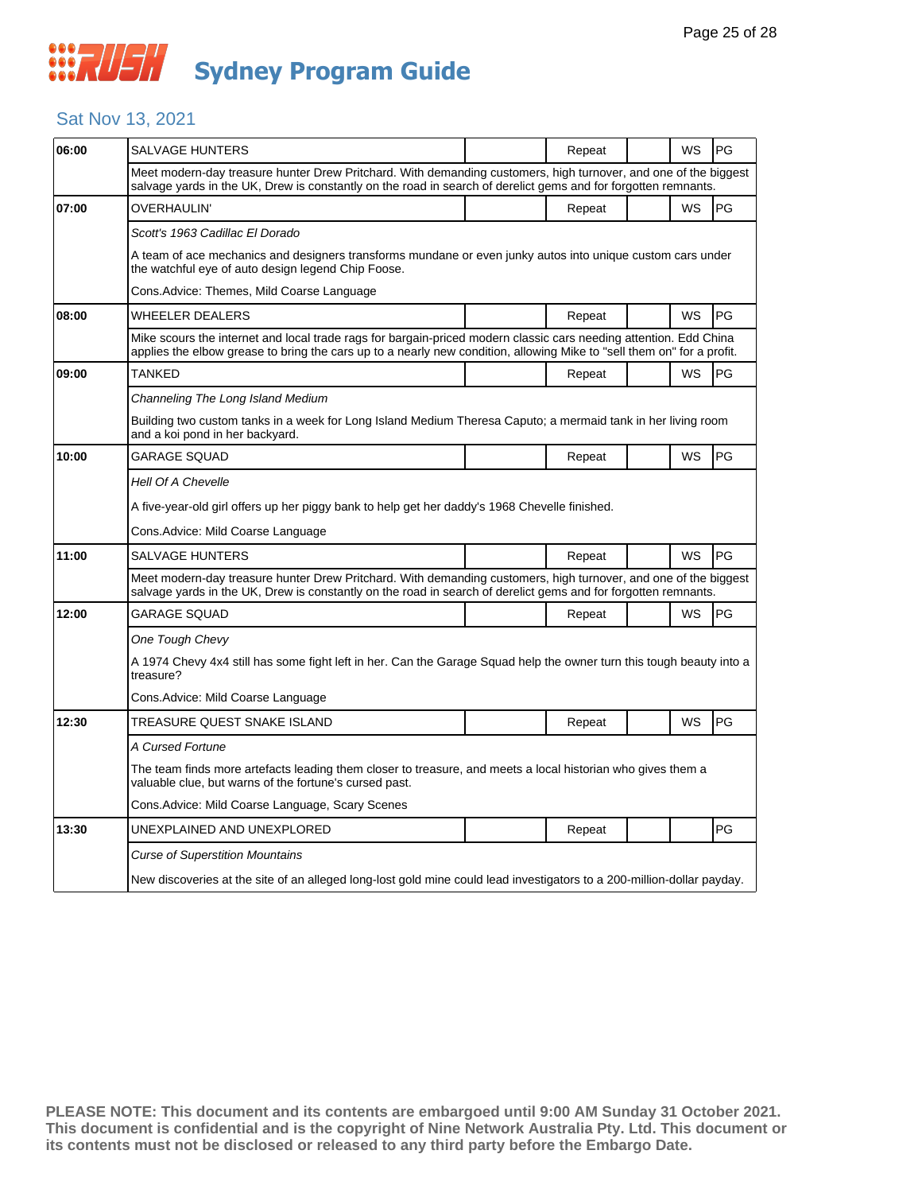# Sydney Program Guide

## Sat Nov 13, 2021

| Time | Program | | Status | | WS | Rating |
|---|---|---|---|---|---|---|
| 06:00 | SALVAGE HUNTERS | | Repeat | | WS | PG |
| | Meet modern-day treasure hunter Drew Pritchard. With demanding customers, high turnover, and one of the biggest salvage yards in the UK, Drew is constantly on the road in search of derelict gems and for forgotten remnants. | | | | | |
| 07:00 | OVERHAULIN' | | Repeat | | WS | PG |
| | *Scott's 1963 Cadillac El Dorado* | | | | | |
| | A team of ace mechanics and designers transforms mundane or even junky autos into unique custom cars under the watchful eye of auto design legend Chip Foose. | | | | | |
| | Cons.Advice: Themes, Mild Coarse Language | | | | | |
| 08:00 | WHEELER DEALERS | | Repeat | | WS | PG |
| | Mike scours the internet and local trade rags for bargain-priced modern classic cars needing attention. Edd China applies the elbow grease to bring the cars up to a nearly new condition, allowing Mike to "sell them on" for a profit. | | | | | |
| 09:00 | TANKED | | Repeat | | WS | PG |
| | *Channeling The Long Island Medium* | | | | | |
| | Building two custom tanks in a week for Long Island Medium Theresa Caputo; a mermaid tank in her living room and a koi pond in her backyard. | | | | | |
| 10:00 | GARAGE SQUAD | | Repeat | | WS | PG |
| | *Hell Of A Chevelle* | | | | | |
| | A five-year-old girl offers up her piggy bank to help get her daddy's 1968 Chevelle finished. | | | | | |
| | Cons.Advice: Mild Coarse Language | | | | | |
| 11:00 | SALVAGE HUNTERS | | Repeat | | WS | PG |
| | Meet modern-day treasure hunter Drew Pritchard. With demanding customers, high turnover, and one of the biggest salvage yards in the UK, Drew is constantly on the road in search of derelict gems and for forgotten remnants. | | | | | |
| 12:00 | GARAGE SQUAD | | Repeat | | WS | PG |
| | *One Tough Chevy* | | | | | |
| | A 1974 Chevy 4x4 still has some fight left in her. Can the Garage Squad help the owner turn this tough beauty into a treasure? | | | | | |
| | Cons.Advice: Mild Coarse Language | | | | | |
| 12:30 | TREASURE QUEST SNAKE ISLAND | | Repeat | | WS | PG |
| | *A Cursed Fortune* | | | | | |
| | The team finds more artefacts leading them closer to treasure, and meets a local historian who gives them a valuable clue, but warns of the fortune's cursed past. | | | | | |
| | Cons.Advice: Mild Coarse Language, Scary Scenes | | | | | |
| 13:30 | UNEXPLAINED AND UNEXPLORED | | Repeat | | | PG |
| | *Curse of Superstition Mountains* | | | | | |
| | New discoveries at the site of an alleged long-lost gold mine could lead investigators to a 200-million-dollar payday. | | | | | |

**PLEASE NOTE: This document and its contents are embargoed until 9:00 AM Sunday 31 October 2021. This document is confidential and is the copyright of Nine Network Australia Pty. Ltd. This document or its contents must not be disclosed or released to any third party before the Embargo Date.**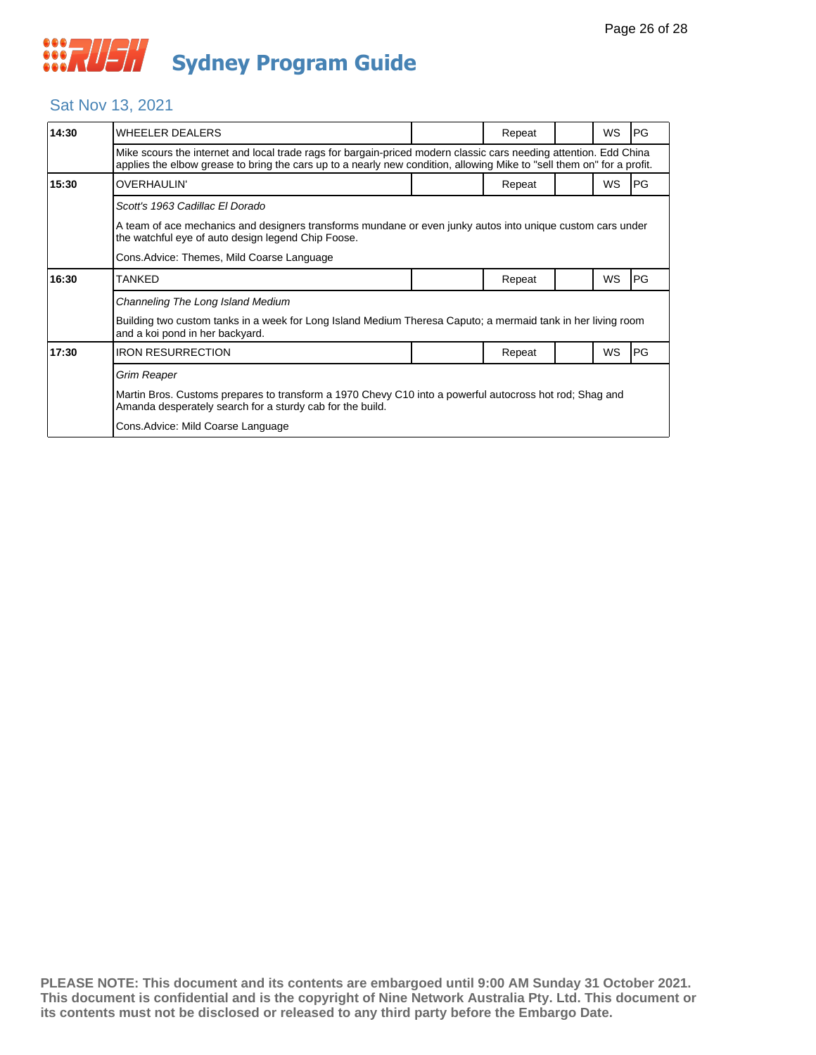# Sydney Program Guide

## Sat Nov 13, 2021

| Time | Program | | Status | | Format | Rating |
|---|---|---|---|---|---|---|
| 14:30 | WHEELER DEALERS | | Repeat | | WS | PG |
| | Mike scours the internet and local trade rags for bargain-priced modern classic cars needing attention. Edd China applies the elbow grease to bring the cars up to a nearly new condition, allowing Mike to "sell them on" for a profit. | | | | | |
| 15:30 | OVERHAULIN' | | Repeat | | WS | PG |
| | *Scott's 1963 Cadillac El Dorado* | | | | | |
| | A team of ace mechanics and designers transforms mundane or even junky autos into unique custom cars under the watchful eye of auto design legend Chip Foose. | | | | | |
| | Cons.Advice: Themes, Mild Coarse Language | | | | | |
| 16:30 | TANKED | | Repeat | | WS | PG |
| | *Channeling The Long Island Medium* | | | | | |
| | Building two custom tanks in a week for Long Island Medium Theresa Caputo; a mermaid tank in her living room and a koi pond in her backyard. | | | | | |
| 17:30 | IRON RESURRECTION | | Repeat | | WS | PG |
| | *Grim Reaper* | | | | | |
| | Martin Bros. Customs prepares to transform a 1970 Chevy C10 into a powerful autocross hot rod; Shag and Amanda desperately search for a sturdy cab for the build. | | | | | |
| | Cons.Advice: Mild Coarse Language | | | | | |

**PLEASE NOTE: This document and its contents are embargoed until 9:00 AM Sunday 31 October 2021. This document is confidential and is the copyright of Nine Network Australia Pty. Ltd. This document or its contents must not be disclosed or released to any third party before the Embargo Date.**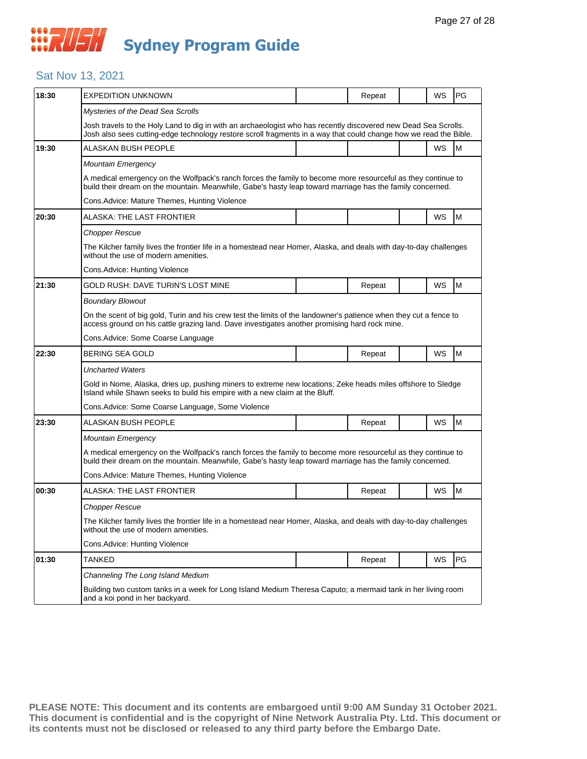# Sydney Program Guide

## Sat Nov 13, 2021

| | | | | | | |
|---|---|---|---|---|---|---|
| **18:30** | EXPEDITION UNKNOWN | | Repeat | | WS | PG |
| | *Mysteries of the Dead Sea Scrolls* | | | | | |
| | Josh travels to the Holy Land to dig in with an archaeologist who has recently discovered new Dead Sea Scrolls. Josh also sees cutting-edge technology restore scroll fragments in a way that could change how we read the Bible. | | | | | |
| **19:30** | ALASKAN BUSH PEOPLE | | | | WS | M |
| | *Mountain Emergency* | | | | | |
| | A medical emergency on the Wolfpack's ranch forces the family to become more resourceful as they continue to build their dream on the mountain. Meanwhile, Gabe's hasty leap toward marriage has the family concerned. | | | | | |
| | Cons.Advice: Mature Themes, Hunting Violence | | | | | |
| **20:30** | ALASKA: THE LAST FRONTIER | | | | WS | M |
| | *Chopper Rescue* | | | | | |
| | The Kilcher family lives the frontier life in a homestead near Homer, Alaska, and deals with day-to-day challenges without the use of modern amenities. | | | | | |
| | Cons.Advice: Hunting Violence | | | | | |
| **21:30** | GOLD RUSH: DAVE TURIN'S LOST MINE | | Repeat | | WS | M |
| | *Boundary Blowout* | | | | | |
| | On the scent of big gold, Turin and his crew test the limits of the landowner's patience when they cut a fence to access ground on his cattle grazing land. Dave investigates another promising hard rock mine. | | | | | |
| | Cons.Advice: Some Coarse Language | | | | | |
| **22:30** | BERING SEA GOLD | | Repeat | | WS | M |
| | *Uncharted Waters* | | | | | |
| | Gold in Nome, Alaska, dries up, pushing miners to extreme new locations; Zeke heads miles offshore to Sledge Island while Shawn seeks to build his empire with a new claim at the Bluff. | | | | | |
| | Cons.Advice: Some Coarse Language, Some Violence | | | | | |
| **23:30** | ALASKAN BUSH PEOPLE | | Repeat | | WS | M |
| | *Mountain Emergency* | | | | | |
| | A medical emergency on the Wolfpack's ranch forces the family to become more resourceful as they continue to build their dream on the mountain. Meanwhile, Gabe's hasty leap toward marriage has the family concerned. | | | | | |
| | Cons.Advice: Mature Themes, Hunting Violence | | | | | |
| **00:30** | ALASKA: THE LAST FRONTIER | | Repeat | | WS | M |
| | *Chopper Rescue* | | | | | |
| | The Kilcher family lives the frontier life in a homestead near Homer, Alaska, and deals with day-to-day challenges without the use of modern amenities. | | | | | |
| | Cons.Advice: Hunting Violence | | | | | |
| **01:30** | TANKED | | Repeat | | WS | PG |
| | *Channeling The Long Island Medium* | | | | | |
| | Building two custom tanks in a week for Long Island Medium Theresa Caputo; a mermaid tank in her living room and a koi pond in her backyard. | | | | | |

**PLEASE NOTE: This document and its contents are embargoed until 9:00 AM Sunday 31 October 2021. This document is confidential and is the copyright of Nine Network Australia Pty. Ltd. This document or its contents must not be disclosed or released to any third party before the Embargo Date.**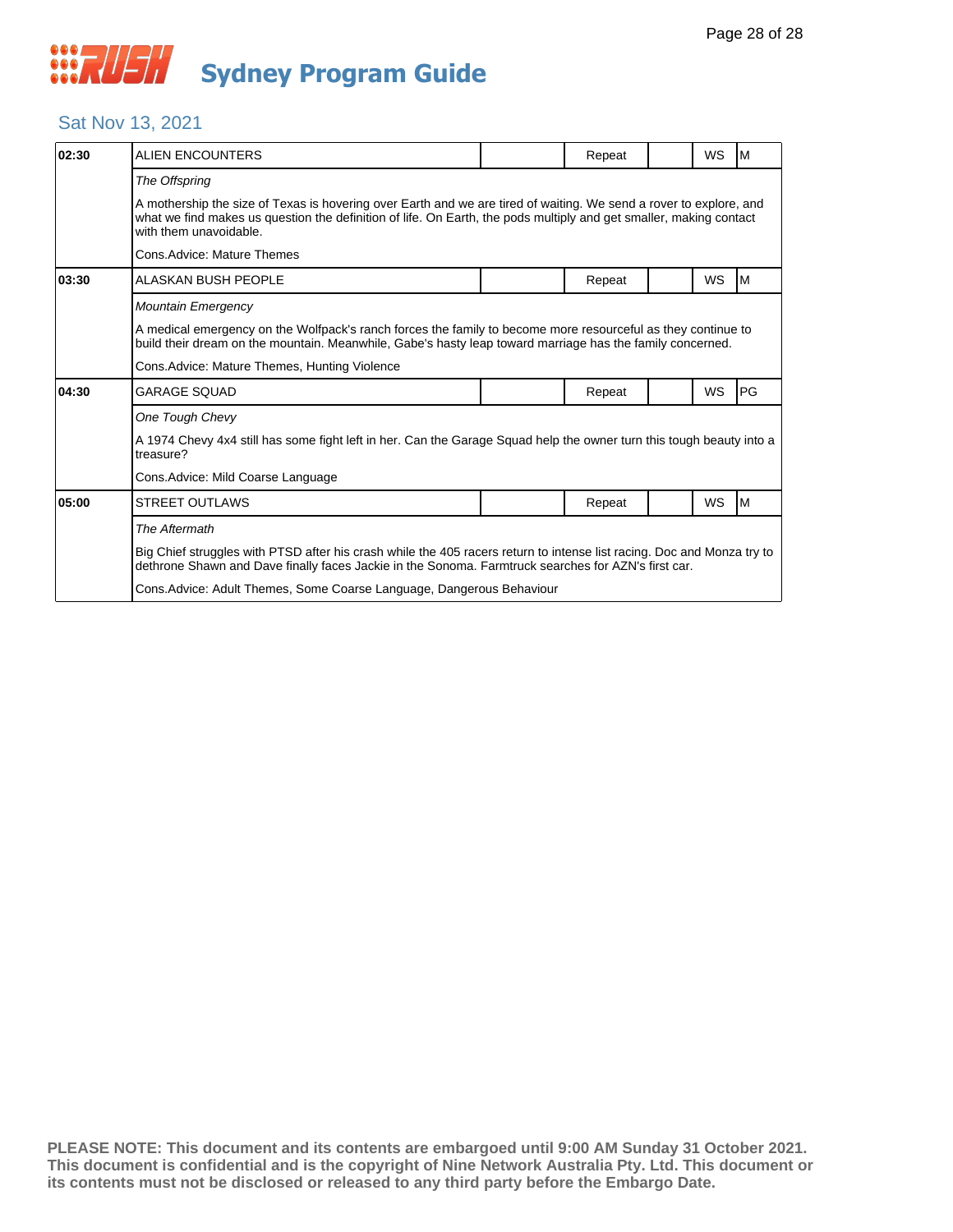# RUSH Sydney Program Guide

## Sat Nov 13, 2021

| | | | | | | |
|---|---|---|---|---|---|---|
| 02:30 | ALIEN ENCOUNTERS | | Repeat | | WS | M |
| | *The Offspring*<br><br>A mothership the size of Texas is hovering over Earth and we are tired of waiting. We send a rover to explore, and what we find makes us question the definition of life. On Earth, the pods multiply and get smaller, making contact with them unavoidable.<br><br>Cons.Advice: Mature Themes | | | | | |
| 03:30 | ALASKAN BUSH PEOPLE | | Repeat | | WS | M |
| | *Mountain Emergency*<br><br>A medical emergency on the Wolfpack's ranch forces the family to become more resourceful as they continue to build their dream on the mountain. Meanwhile, Gabe's hasty leap toward marriage has the family concerned.<br><br>Cons.Advice: Mature Themes, Hunting Violence | | | | | |
| 04:30 | GARAGE SQUAD | | Repeat | | WS | PG |
| | *One Tough Chevy*<br><br>A 1974 Chevy 4x4 still has some fight left in her. Can the Garage Squad help the owner turn this tough beauty into a treasure?<br><br>Cons.Advice: Mild Coarse Language | | | | | |
| 05:00 | STREET OUTLAWS | | Repeat | | WS | M |
| | *The Aftermath*<br><br>Big Chief struggles with PTSD after his crash while the 405 racers return to intense list racing. Doc and Monza try to dethrone Shawn and Dave finally faces Jackie in the Sonoma. Farmtruck searches for AZN's first car.<br><br>Cons.Advice: Adult Themes, Some Coarse Language, Dangerous Behaviour | | | | | |

**PLEASE NOTE: This document and its contents are embargoed until 9:00 AM Sunday 31 October 2021. This document is confidential and is the copyright of Nine Network Australia Pty. Ltd. This document or its contents must not be disclosed or released to any third party before the Embargo Date.**